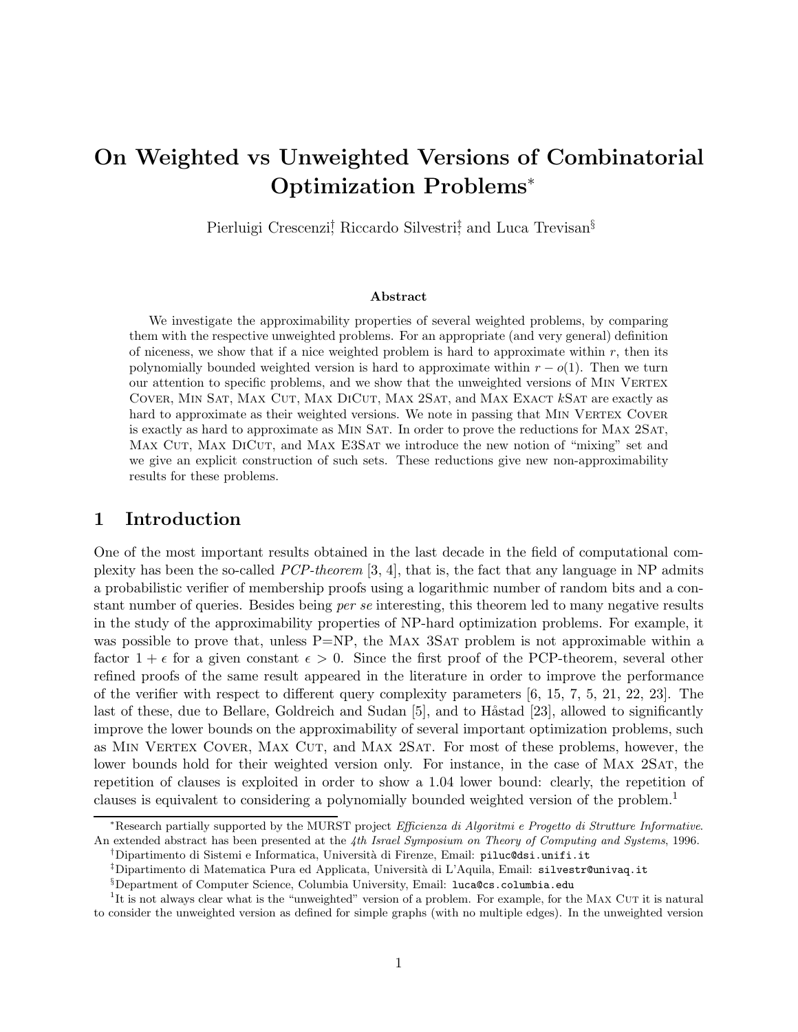# On Weighted vs Unweighted Versions of Combinatorial Optimization Problems[*]

Pierluigi Crescenzi[†], Riccardo Silvestri[‡], and Luca Trevisan[§]

**Abstract**

We investigate the approximability properties of several weighted problems, by comparing them with the respective unweighted problems. For an appropriate (and very general) definition of niceness, we show that if a nice weighted problem is hard to approximate within $r$, then its polynomially bounded weighted version is hard to approximate within $r - o(1)$. Then we turn our attention to specific problems, and we show that the unweighted versions of Min Vertex Cover, Min Sat, Max Cut, Max DiCut, Max 2Sat, and Max Exact $k$Sat are exactly as hard to approximate as their weighted versions. We note in passing that Min Vertex Cover is exactly as hard to approximate as Min Sat. In order to prove the reductions for Max 2Sat, Max Cut, Max DiCut, and Max E3Sat we introduce the new notion of "mixing" set and we give an explicit construction of such sets. These reductions give new non-approximability results for these problems.

## 1 Introduction

One of the most important results obtained in the last decade in the field of computational complexity has been the so-called *PCP-theorem* [3, 4], that is, the fact that any language in NP admits a probabilistic verifier of membership proofs using a logarithmic number of random bits and a constant number of queries. Besides being *per se* interesting, this theorem led to many negative results in the study of the approximability properties of NP-hard optimization problems. For example, it was possible to prove that, unless P=NP, the Max 3Sat problem is not approximable within a factor $1 + \epsilon$ for a given constant $\epsilon > 0$. Since the first proof of the PCP-theorem, several other refined proofs of the same result appeared in the literature in order to improve the performance of the verifier with respect to different query complexity parameters [6, 15, 7, 5, 21, 22, 23]. The last of these, due to Bellare, Goldreich and Sudan [5], and to Håstad [23], allowed to significantly improve the lower bounds on the approximability of several important optimization problems, such as Min Vertex Cover, Max Cut, and Max 2Sat. For most of these problems, however, the lower bounds hold for their weighted version only. For instance, in the case of Max 2Sat, the repetition of clauses is exploited in order to show a 1.04 lower bound: clearly, the repetition of clauses is equivalent to considering a polynomially bounded weighted version of the problem.[1]

[*]Research partially supported by the MURST project *Efficienza di Algoritmi e Progetto di Strutture Informative*. An extended abstract has been presented at the *4th Israel Symposium on Theory of Computing and Systems*, 1996.

[†]Dipartimento di Sistemi e Informatica, Università di Firenze, Email: piluc@dsi.unifi.it

[‡]Dipartimento di Matematica Pura ed Applicata, Università di L'Aquila, Email: silvestr@univaq.it

[§]Department of Computer Science, Columbia University, Email: luca@cs.columbia.edu

[1]It is not always clear what is the "unweighted" version of a problem. For example, for the Max Cut it is natural to consider the unweighted version as defined for simple graphs (with no multiple edges). In the unweighted version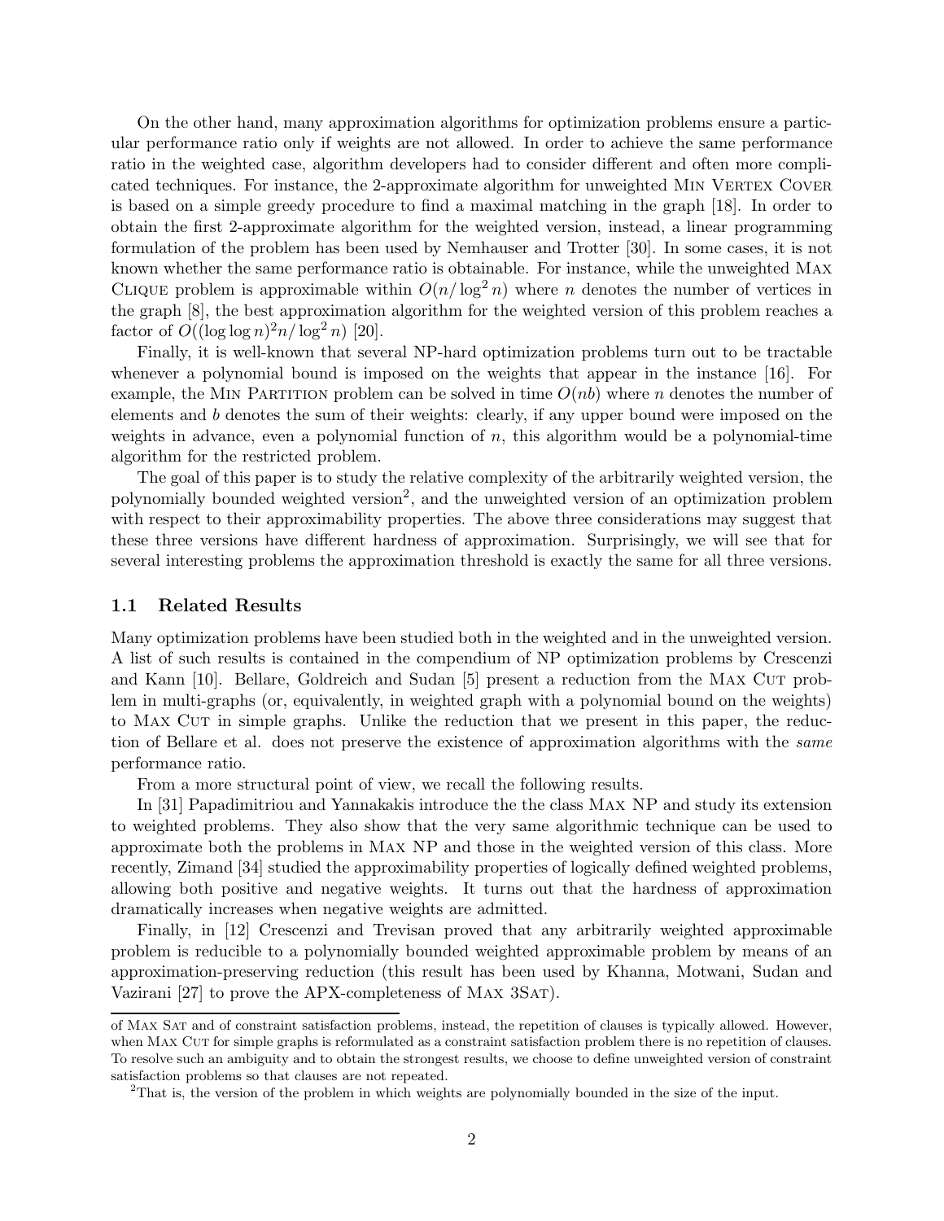On the other hand, many approximation algorithms for optimization problems ensure a particular performance ratio only if weights are not allowed. In order to achieve the same performance ratio in the weighted case, algorithm developers had to consider different and often more complicated techniques. For instance, the 2-approximate algorithm for unweighted Min Vertex Cover is based on a simple greedy procedure to find a maximal matching in the graph [18]. In order to obtain the first 2-approximate algorithm for the weighted version, instead, a linear programming formulation of the problem has been used by Nemhauser and Trotter [30]. In some cases, it is not known whether the same performance ratio is obtainable. For instance, while the unweighted Max Clique problem is approximable within $O(n/\log^2 n)$ where $n$ denotes the number of vertices in the graph [8], the best approximation algorithm for the weighted version of this problem reaches a factor of $O((\log\log n)^2 n/\log^2 n)$ [20].

Finally, it is well-known that several NP-hard optimization problems turn out to be tractable whenever a polynomial bound is imposed on the weights that appear in the instance [16]. For example, the Min Partition problem can be solved in time $O(nb)$ where $n$ denotes the number of elements and $b$ denotes the sum of their weights: clearly, if any upper bound were imposed on the weights in advance, even a polynomial function of $n$, this algorithm would be a polynomial-time algorithm for the restricted problem.

The goal of this paper is to study the relative complexity of the arbitrarily weighted version, the polynomially bounded weighted version[2], and the unweighted version of an optimization problem with respect to their approximability properties. The above three considerations may suggest that these three versions have different hardness of approximation. Surprisingly, we will see that for several interesting problems the approximation threshold is exactly the same for all three versions.

### 1.1 Related Results

Many optimization problems have been studied both in the weighted and in the unweighted version. A list of such results is contained in the compendium of NP optimization problems by Crescenzi and Kann [10]. Bellare, Goldreich and Sudan [5] present a reduction from the Max Cut problem in multi-graphs (or, equivalently, in weighted graph with a polynomial bound on the weights) to Max Cut in simple graphs. Unlike the reduction that we present in this paper, the reduction of Bellare et al. does not preserve the existence of approximation algorithms with the *same* performance ratio.

From a more structural point of view, we recall the following results.

In [31] Papadimitriou and Yannakakis introduce the the class Max NP and study its extension to weighted problems. They also show that the very same algorithmic technique can be used to approximate both the problems in Max NP and those in the weighted version of this class. More recently, Zimand [34] studied the approximability properties of logically defined weighted problems, allowing both positive and negative weights. It turns out that the hardness of approximation dramatically increases when negative weights are admitted.

Finally, in [12] Crescenzi and Trevisan proved that any arbitrarily weighted approximable problem is reducible to a polynomially bounded weighted approximable problem by means of an approximation-preserving reduction (this result has been used by Khanna, Motwani, Sudan and Vazirani [27] to prove the APX-completeness of Max 3Sat).

---

of Max Sat and of constraint satisfaction problems, instead, the repetition of clauses is typically allowed. However, when Max Cut for simple graphs is reformulated as a constraint satisfaction problem there is no repetition of clauses. To resolve such an ambiguity and to obtain the strongest results, we choose to define unweighted version of constraint satisfaction problems so that clauses are not repeated.

[2]That is, the version of the problem in which weights are polynomially bounded in the size of the input.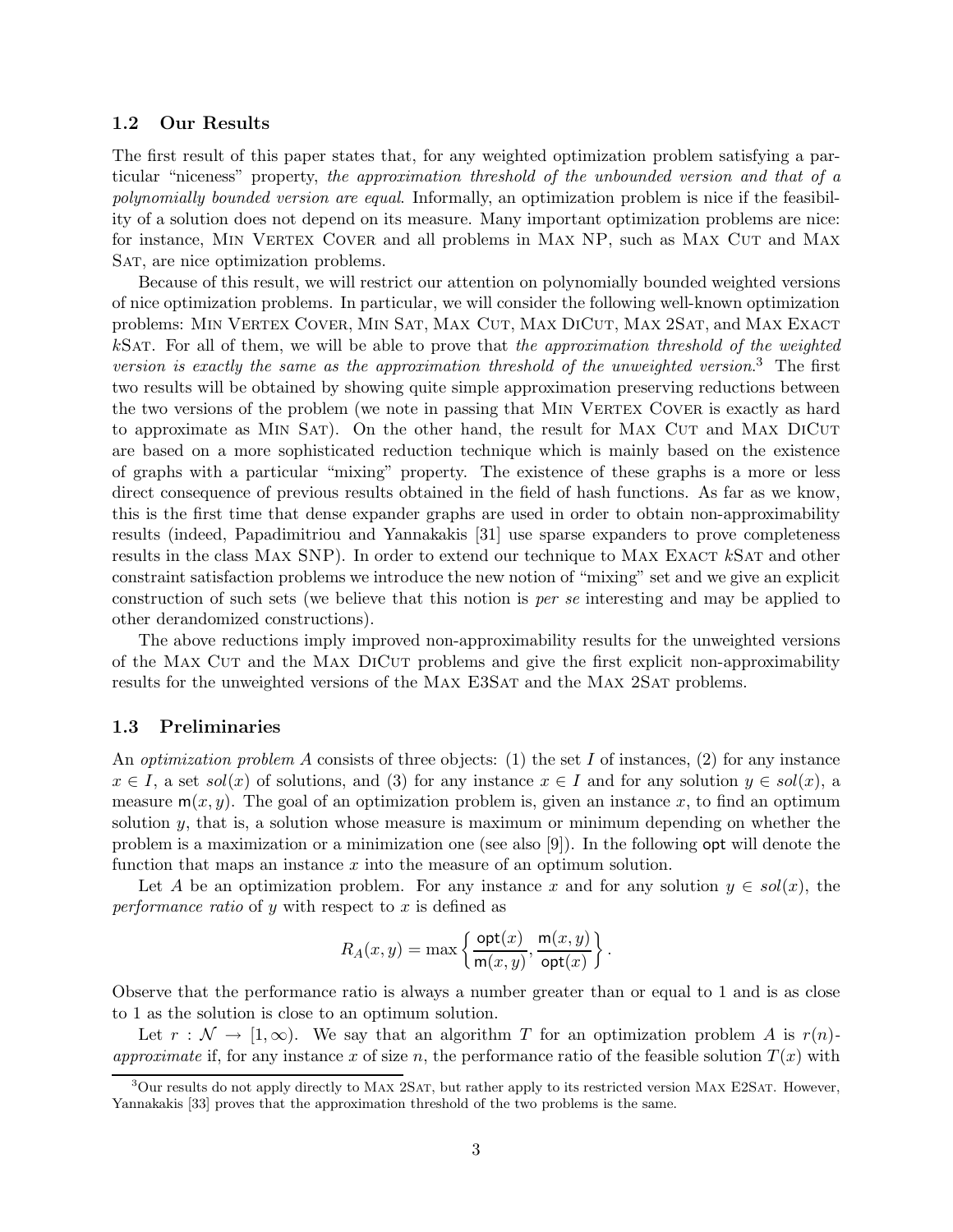### 1.2 Our Results

The first result of this paper states that, for any weighted optimization problem satisfying a particular "niceness" property, *the approximation threshold of the unbounded version and that of a polynomially bounded version are equal*. Informally, an optimization problem is nice if the feasibility of a solution does not depend on its measure. Many important optimization problems are nice: for instance, Min Vertex Cover and all problems in Max NP, such as Max Cut and Max Sat, are nice optimization problems.

Because of this result, we will restrict our attention on polynomially bounded weighted versions of nice optimization problems. In particular, we will consider the following well-known optimization problems: Min Vertex Cover, Min Sat, Max Cut, Max DiCut, Max 2Sat, and Max Exact $k$Sat. For all of them, we will be able to prove that *the approximation threshold of the weighted version is exactly the same as the approximation threshold of the unweighted version*.[3] The first two results will be obtained by showing quite simple approximation preserving reductions between the two versions of the problem (we note in passing that Min Vertex Cover is exactly as hard to approximate as Min Sat). On the other hand, the result for Max Cut and Max DiCut are based on a more sophisticated reduction technique which is mainly based on the existence of graphs with a particular "mixing" property. The existence of these graphs is a more or less direct consequence of previous results obtained in the field of hash functions. As far as we know, this is the first time that dense expander graphs are used in order to obtain non-approximability results (indeed, Papadimitriou and Yannakakis [31] use sparse expanders to prove completeness results in the class Max SNP). In order to extend our technique to Max Exact $k$Sat and other constraint satisfaction problems we introduce the new notion of "mixing" set and we give an explicit construction of such sets (we believe that this notion is *per se* interesting and may be applied to other derandomized constructions).

The above reductions imply improved non-approximability results for the unweighted versions of the Max Cut and the Max DiCut problems and give the first explicit non-approximability results for the unweighted versions of the Max E3Sat and the Max 2Sat problems.

### 1.3 Preliminaries

An *optimization problem* $A$ consists of three objects: (1) the set $I$ of instances, (2) for any instance $x \in I$, a set $sol(x)$ of solutions, and (3) for any instance $x \in I$ and for any solution $y \in sol(x)$, a measure $\mathsf{m}(x, y)$. The goal of an optimization problem is, given an instance $x$, to find an optimum solution $y$, that is, a solution whose measure is maximum or minimum depending on whether the problem is a maximization or a minimization one (see also [9]). In the following $\mathsf{opt}$ will denote the function that maps an instance $x$ into the measure of an optimum solution.

Let $A$ be an optimization problem. For any instance $x$ and for any solution $y \in sol(x)$, the *performance ratio* of $y$ with respect to $x$ is defined as

$$R_A(x, y) = \max\left\{\frac{\mathsf{opt}(x)}{\mathsf{m}(x, y)}, \frac{\mathsf{m}(x, y)}{\mathsf{opt}(x)}\right\}.$$

Observe that the performance ratio is always a number greater than or equal to 1 and is as close to 1 as the solution is close to an optimum solution.

Let $r : \mathcal{N} \rightarrow [1, \infty)$. We say that an algorithm $T$ for an optimization problem $A$ is $r(n)$-*approximate* if, for any instance $x$ of size $n$, the performance ratio of the feasible solution $T(x)$ with

[3] Our results do not apply directly to Max 2Sat, but rather apply to its restricted version Max E2Sat. However, Yannakakis [33] proves that the approximation threshold of the two problems is the same.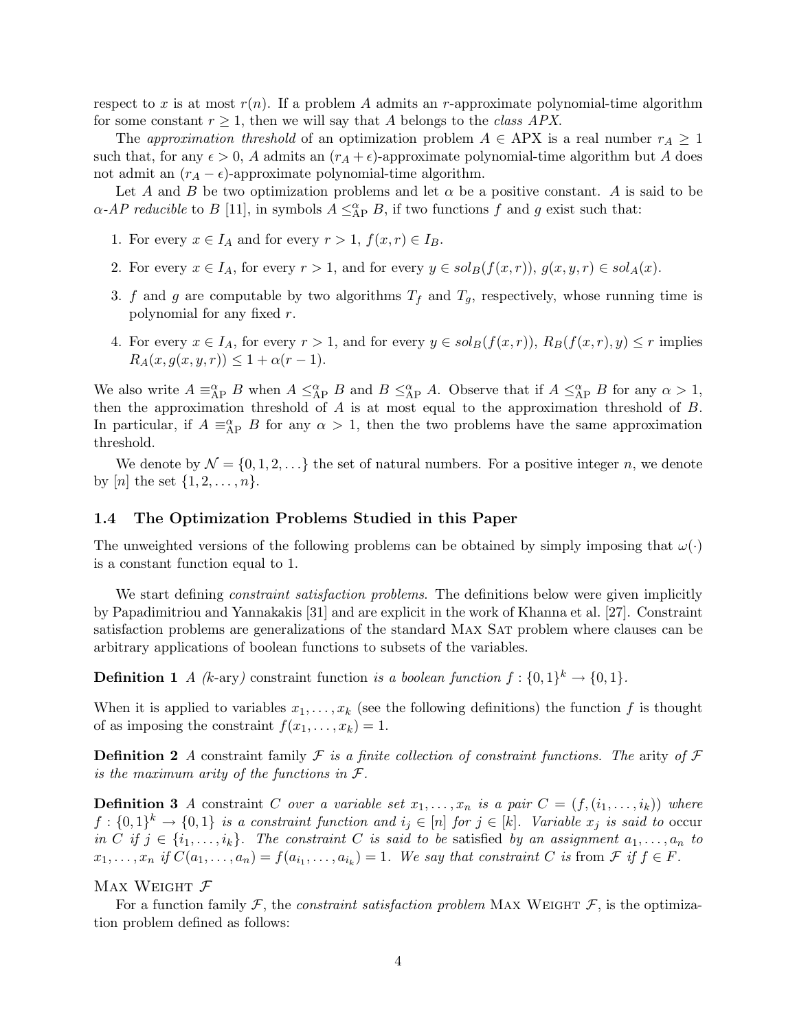respect to $x$ is at most $r(n)$. If a problem $A$ admits an $r$-approximate polynomial-time algorithm for some constant $r \geq 1$, then we will say that $A$ belongs to the *class APX*.

The *approximation threshold* of an optimization problem $A \in$ APX is a real number $r_A \geq 1$ such that, for any $\epsilon > 0$, $A$ admits an $(r_A + \epsilon)$-approximate polynomial-time algorithm but $A$ does not admit an $(r_A - \epsilon)$-approximate polynomial-time algorithm.

Let $A$ and $B$ be two optimization problems and let $\alpha$ be a positive constant. $A$ is said to be *$\alpha$-AP reducible* to $B$ [11], in symbols $A \leq_{\text{AP}}^{\alpha} B$, if two functions $f$ and $g$ exist such that:

1. For every $x \in I_A$ and for every $r > 1$, $f(x, r) \in I_B$.
2. For every $x \in I_A$, for every $r > 1$, and for every $y \in sol_B(f(x, r))$, $g(x, y, r) \in sol_A(x)$.
3. $f$ and $g$ are computable by two algorithms $T_f$ and $T_g$, respectively, whose running time is polynomial for any fixed $r$.
4. For every $x \in I_A$, for every $r > 1$, and for every $y \in sol_B(f(x, r))$, $R_B(f(x, r), y) \leq r$ implies $R_A(x, g(x, y, r)) \leq 1 + \alpha(r - 1)$.

We also write $A \equiv_{\text{AP}}^{\alpha} B$ when $A \leq_{\text{AP}}^{\alpha} B$ and $B \leq_{\text{AP}}^{\alpha} A$. Observe that if $A \leq_{\text{AP}}^{\alpha} B$ for any $\alpha > 1$, then the approximation threshold of $A$ is at most equal to the approximation threshold of $B$. In particular, if $A \equiv_{\text{AP}}^{\alpha} B$ for any $\alpha > 1$, then the two problems have the same approximation threshold.

We denote by $\mathcal{N} = \{0, 1, 2, \ldots\}$ the set of natural numbers. For a positive integer $n$, we denote by $[n]$ the set $\{1, 2, \ldots, n\}$.

### 1.4 The Optimization Problems Studied in this Paper

The unweighted versions of the following problems can be obtained by simply imposing that $\omega(\cdot)$ is a constant function equal to 1.

We start defining *constraint satisfaction problems*. The definitions below were given implicitly by Papadimitriou and Yannakakis [31] and are explicit in the work of Khanna et al. [27]. Constraint satisfaction problems are generalizations of the standard Max Sat problem where clauses can be arbitrary applications of boolean functions to subsets of the variables.

**Definition 1** *A ($k$-ary) constraint function is a boolean function $f : \{0, 1\}^k \to \{0, 1\}$.*

When it is applied to variables $x_1, \ldots, x_k$ (see the following definitions) the function $f$ is thought of as imposing the constraint $f(x_1, \ldots, x_k) = 1$.

**Definition 2** *A constraint family $\mathcal{F}$ is a finite collection of constraint functions. The arity of $\mathcal{F}$ is the maximum arity of the functions in $\mathcal{F}$.*

**Definition 3** *A constraint $C$ over a variable set $x_1, \ldots, x_n$ is a pair $C = (f, (i_1, \ldots, i_k))$ where $f : \{0, 1\}^k \to \{0, 1\}$ is a constraint function and $i_j \in [n]$ for $j \in [k]$. Variable $x_j$ is said to occur in $C$ if $j \in \{i_1, \ldots, i_k\}$. The constraint $C$ is said to be satisfied by an assignment $a_1, \ldots, a_n$ to $x_1, \ldots, x_n$ if $C(a_1, \ldots, a_n) = f(a_{i_1}, \ldots, a_{i_k}) = 1$. We say that constraint $C$ is from $\mathcal{F}$ if $f \in F$.*

Max Weight $\mathcal{F}$

For a function family $\mathcal{F}$, the *constraint satisfaction problem* Max Weight $\mathcal{F}$, is the optimization problem defined as follows: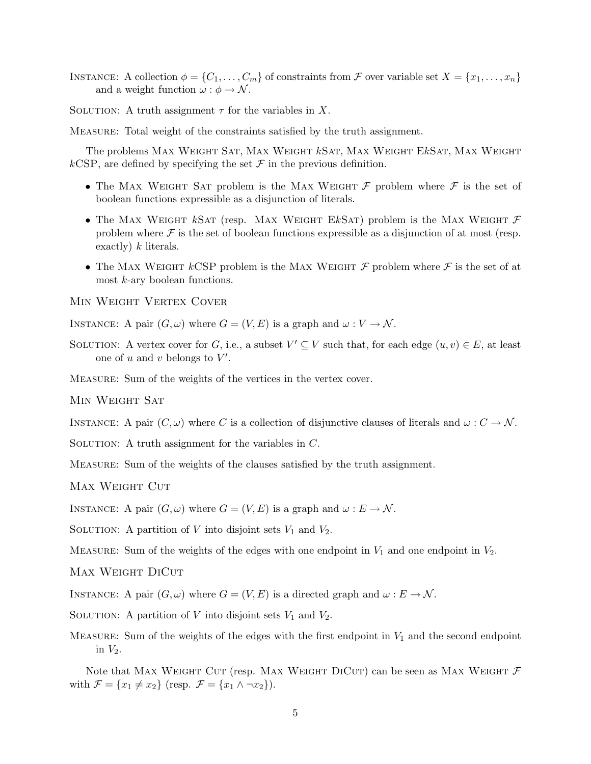INSTANCE: A collection $\phi = \{C_1, \ldots, C_m\}$ of constraints from $\mathcal{F}$ over variable set $X = \{x_1, \ldots, x_n\}$ and a weight function $\omega : \phi \to \mathcal{N}$.

SOLUTION: A truth assignment $\tau$ for the variables in $X$.

MEASURE: Total weight of the constraints satisfied by the truth assignment.

The problems MAX WEIGHT SAT, MAX WEIGHT $k$SAT, MAX WEIGHT E$k$SAT, MAX WEIGHT $k$CSP, are defined by specifying the set $\mathcal{F}$ in the previous definition.

- The MAX WEIGHT SAT problem is the MAX WEIGHT $\mathcal{F}$ problem where $\mathcal{F}$ is the set of boolean functions expressible as a disjunction of literals.
- The MAX WEIGHT $k$SAT (resp. MAX WEIGHT E$k$SAT) problem is the MAX WEIGHT $\mathcal{F}$ problem where $\mathcal{F}$ is the set of boolean functions expressible as a disjunction of at most (resp. exactly) $k$ literals.
- The MAX WEIGHT $k$CSP problem is the MAX WEIGHT $\mathcal{F}$ problem where $\mathcal{F}$ is the set of at most $k$-ary boolean functions.

MIN WEIGHT VERTEX COVER

INSTANCE: A pair $(G, \omega)$ where $G = (V, E)$ is a graph and $\omega : V \to \mathcal{N}$.

SOLUTION: A vertex cover for $G$, i.e., a subset $V' \subseteq V$ such that, for each edge $(u, v) \in E$, at least one of $u$ and $v$ belongs to $V'$.

MEASURE: Sum of the weights of the vertices in the vertex cover.

MIN WEIGHT SAT

INSTANCE: A pair $(C, \omega)$ where $C$ is a collection of disjunctive clauses of literals and $\omega : C \to \mathcal{N}$.

SOLUTION: A truth assignment for the variables in $C$.

MEASURE: Sum of the weights of the clauses satisfied by the truth assignment.

MAX WEIGHT CUT

INSTANCE: A pair $(G, \omega)$ where $G = (V, E)$ is a graph and $\omega : E \to \mathcal{N}$.

SOLUTION: A partition of $V$ into disjoint sets $V_1$ and $V_2$.

MEASURE: Sum of the weights of the edges with one endpoint in $V_1$ and one endpoint in $V_2$.

MAX WEIGHT DICUT

INSTANCE: A pair $(G, \omega)$ where $G = (V, E)$ is a directed graph and $\omega : E \to \mathcal{N}$.

SOLUTION: A partition of $V$ into disjoint sets $V_1$ and $V_2$.

MEASURE: Sum of the weights of the edges with the first endpoint in $V_1$ and the second endpoint in $V_2$.

Note that MAX WEIGHT CUT (resp. MAX WEIGHT DICUT) can be seen as MAX WEIGHT $\mathcal{F}$ with $\mathcal{F} = \{x_1 \neq x_2\}$ (resp. $\mathcal{F} = \{x_1 \wedge \neg x_2\}$).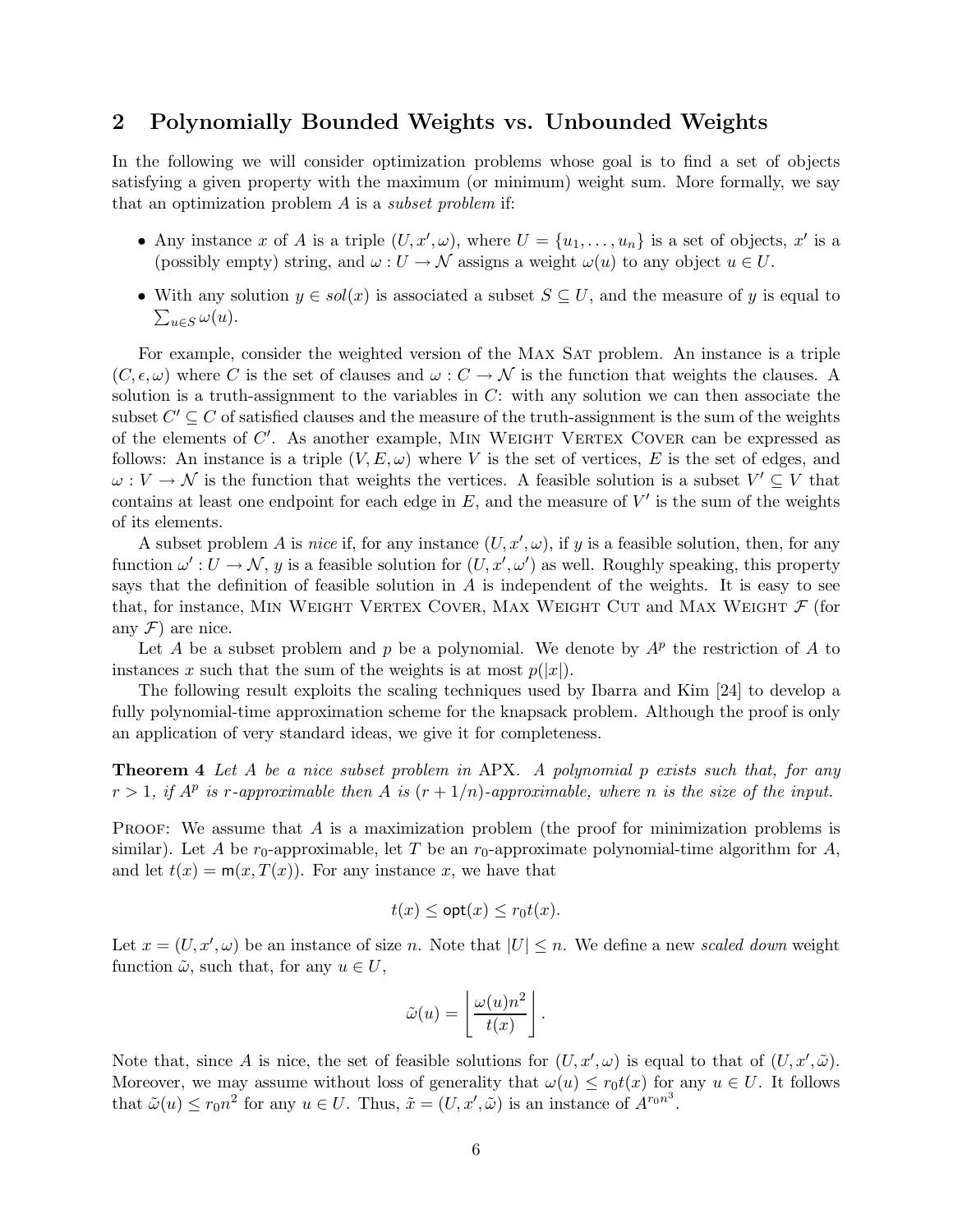## 2 Polynomially Bounded Weights vs. Unbounded Weights

In the following we will consider optimization problems whose goal is to find a set of objects satisfying a given property with the maximum (or minimum) weight sum. More formally, we say that an optimization problem $A$ is a *subset problem* if:

- Any instance $x$ of $A$ is a triple $(U, x', \omega)$, where $U = \{u_1, \ldots, u_n\}$ is a set of objects, $x'$ is a (possibly empty) string, and $\omega : U \to \mathcal{N}$ assigns a weight $\omega(u)$ to any object $u \in U$.
- With any solution $y \in sol(x)$ is associated a subset $S \subseteq U$, and the measure of $y$ is equal to $\sum_{u \in S} \omega(u)$.

For example, consider the weighted version of the Max Sat problem. An instance is a triple $(C, \epsilon, \omega)$ where $C$ is the set of clauses and $\omega : C \to \mathcal{N}$ is the function that weights the clauses. A solution is a truth-assignment to the variables in $C$: with any solution we can then associate the subset $C' \subseteq C$ of satisfied clauses and the measure of the truth-assignment is the sum of the weights of the elements of $C'$. As another example, Min Weight Vertex Cover can be expressed as follows: An instance is a triple $(V, E, \omega)$ where $V$ is the set of vertices, $E$ is the set of edges, and $\omega : V \to \mathcal{N}$ is the function that weights the vertices. A feasible solution is a subset $V' \subseteq V$ that contains at least one endpoint for each edge in $E$, and the measure of $V'$ is the sum of the weights of its elements.

A subset problem $A$ is *nice* if, for any instance $(U, x', \omega)$, if $y$ is a feasible solution, then, for any function $\omega' : U \to \mathcal{N}$, $y$ is a feasible solution for $(U, x', \omega')$ as well. Roughly speaking, this property says that the definition of feasible solution in $A$ is independent of the weights. It is easy to see that, for instance, Min Weight Vertex Cover, Max Weight Cut and Max Weight $\mathcal{F}$ (for any $\mathcal{F}$) are nice.

Let $A$ be a subset problem and $p$ be a polynomial. We denote by $A^p$ the restriction of $A$ to instances $x$ such that the sum of the weights is at most $p(|x|)$.

The following result exploits the scaling techniques used by Ibarra and Kim [24] to develop a fully polynomial-time approximation scheme for the knapsack problem. Although the proof is only an application of very standard ideas, we give it for completeness.

**Theorem 4** *Let $A$ be a nice subset problem in* APX*. A polynomial $p$ exists such that, for any $r > 1$, if $A^p$ is $r$-approximable then $A$ is $(r + 1/n)$-approximable, where $n$ is the size of the input.*

Proof: We assume that $A$ is a maximization problem (the proof for minimization problems is similar). Let $A$ be $r_0$-approximable, let $T$ be an $r_0$-approximate polynomial-time algorithm for $A$, and let $t(x) = \mathsf{m}(x, T(x))$. For any instance $x$, we have that

$$t(x) \leq \mathsf{opt}(x) \leq r_0 t(x).$$

Let $x = (U, x', \omega)$ be an instance of size $n$. Note that $|U| \leq n$. We define a new *scaled down* weight function $\tilde{\omega}$, such that, for any $u \in U$,

$$\tilde{\omega}(u) = \left\lfloor \frac{\omega(u) n^2}{t(x)} \right\rfloor.$$

Note that, since $A$ is nice, the set of feasible solutions for $(U, x', \omega)$ is equal to that of $(U, x', \tilde{\omega})$. Moreover, we may assume without loss of generality that $\omega(u) \leq r_0 t(x)$ for any $u \in U$. It follows that $\tilde{\omega}(u) \leq r_0 n^2$ for any $u \in U$. Thus, $\tilde{x} = (U, x', \tilde{\omega})$ is an instance of $A^{r_0 n^3}$.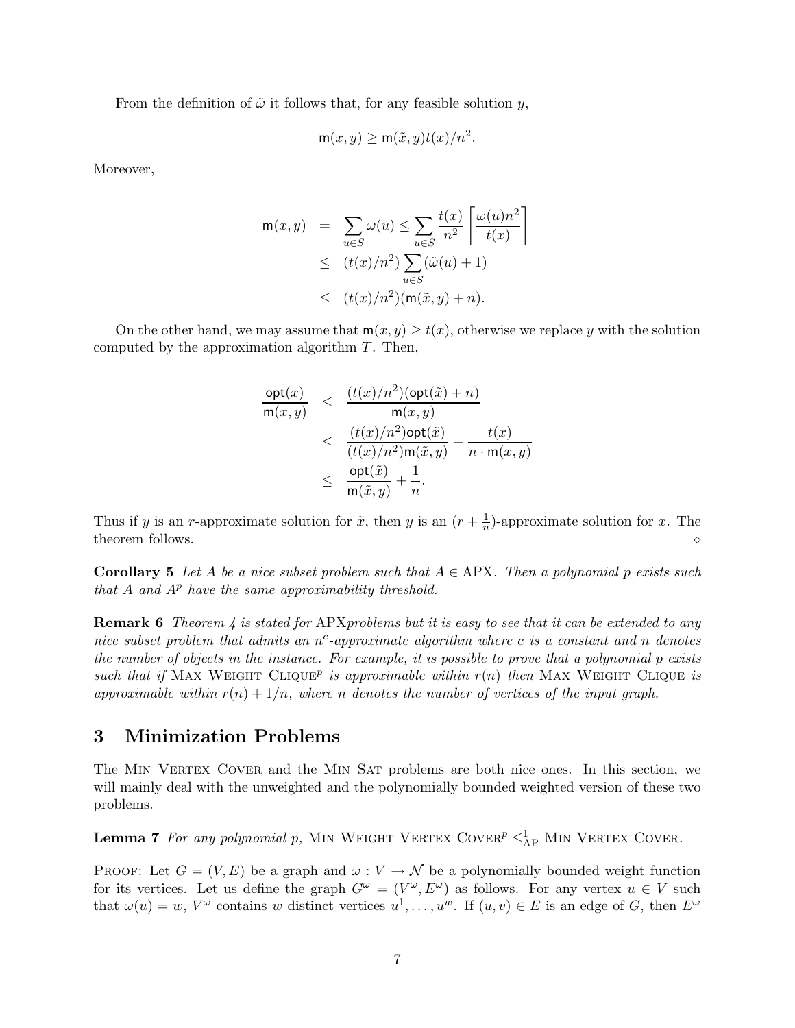From the definition of $\tilde{\omega}$ it follows that, for any feasible solution $y$,

$$\mathsf{m}(x, y) \geq \mathsf{m}(\tilde{x}, y)t(x)/n^2.$$

Moreover,

$$\begin{aligned}
\mathsf{m}(x,y) &= \sum_{u \in S} \omega(u) \leq \sum_{u \in S} \frac{t(x)}{n^2} \left\lceil \frac{\omega(u)n^2}{t(x)} \right\rceil \\
&\leq (t(x)/n^2) \sum_{u \in S} (\tilde{\omega}(u) + 1) \\
&\leq (t(x)/n^2)(\mathsf{m}(\tilde{x}, y) + n).
\end{aligned}$$

On the other hand, we may assume that $\mathsf{m}(x, y) \geq t(x)$, otherwise we replace $y$ with the solution computed by the approximation algorithm $T$. Then,

$$\begin{aligned}
\frac{\mathsf{opt}(x)}{\mathsf{m}(x,y)} &\leq \frac{(t(x)/n^2)(\mathsf{opt}(\tilde{x}) + n)}{\mathsf{m}(x,y)} \\
&\leq \frac{(t(x)/n^2)\mathsf{opt}(\tilde{x})}{(t(x)/n^2)\mathsf{m}(\tilde{x},y)} + \frac{t(x)}{n \cdot \mathsf{m}(x,y)} \\
&\leq \frac{\mathsf{opt}(\tilde{x})}{\mathsf{m}(\tilde{x},y)} + \frac{1}{n}.
\end{aligned}$$

Thus if $y$ is an $r$-approximate solution for $\tilde{x}$, then $y$ is an $(r + \frac{1}{n})$-approximate solution for $x$. The theorem follows. $\diamond$

**Corollary 5** *Let $A$ be a nice subset problem such that $A \in$ APX. Then a polynomial $p$ exists such that $A$ and $A^p$ have the same approximability threshold.*

**Remark 6** *Theorem 4 is stated for* APX*problems but it is easy to see that it can be extended to any nice subset problem that admits an $n^c$-approximate algorithm where $c$ is a constant and $n$ denotes the number of objects in the instance. For example, it is possible to prove that a polynomial $p$ exists such that if* Max Weight Clique$^p$ *is approximable within $r(n)$ then* Max Weight Clique *is approximable within $r(n) + 1/n$, where $n$ denotes the number of vertices of the input graph.*

## 3 Minimization Problems

The Min Vertex Cover and the Min Sat problems are both nice ones. In this section, we will mainly deal with the unweighted and the polynomially bounded weighted version of these two problems.

**Lemma 7** *For any polynomial $p$,* Min Weight Vertex Cover$^p \leq^1_{\text{AP}}$ Min Vertex Cover.

Proof: Let $G = (V, E)$ be a graph and $\omega : V \to \mathcal{N}$ be a polynomially bounded weight function for its vertices. Let us define the graph $G^\omega = (V^\omega, E^\omega)$ as follows. For any vertex $u \in V$ such that $\omega(u) = w$, $V^\omega$ contains $w$ distinct vertices $u^1, \ldots, u^w$. If $(u, v) \in E$ is an edge of $G$, then $E^\omega$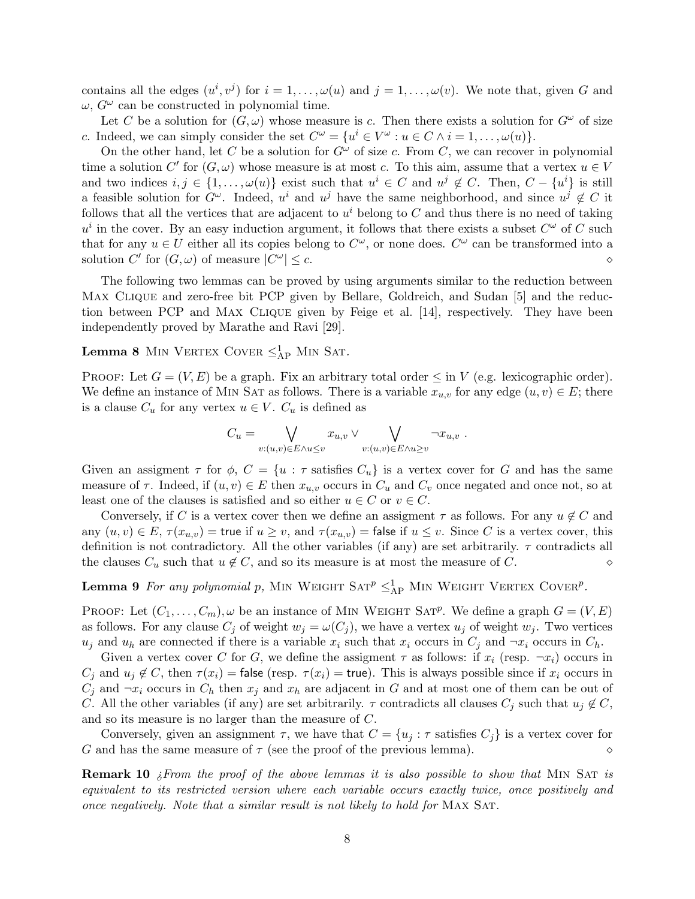contains all the edges $(u^i, v^j)$ for $i = 1, \dots, \omega(u)$ and $j = 1, \dots, \omega(v)$. We note that, given $G$ and $\omega$, $G^\omega$ can be constructed in polynomial time.

Let $C$ be a solution for $(G, \omega)$ whose measure is $c$. Then there exists a solution for $G^\omega$ of size $c$. Indeed, we can simply consider the set $C^\omega = \{u^i \in V^\omega : u \in C \wedge i = 1, \dots, \omega(u)\}$.

On the other hand, let $C$ be a solution for $G^\omega$ of size $c$. From $C$, we can recover in polynomial time a solution $C'$ for $(G, \omega)$ whose measure is at most $c$. To this aim, assume that a vertex $u \in V$ and two indices $i, j \in \{1, \dots, \omega(u)\}$ exist such that $u^i \in C$ and $u^j \notin C$. Then, $C - \{u^i\}$ is still a feasible solution for $G^\omega$. Indeed, $u^i$ and $u^j$ have the same neighborhood, and since $u^j \notin C$ it follows that all the vertices that are adjacent to $u^i$ belong to $C$ and thus there is no need of taking $u^i$ in the cover. By an easy induction argument, it follows that there exists a subset $C^\omega$ of $C$ such that for any $u \in U$ either all its copies belong to $C^\omega$, or none does. $C^\omega$ can be transformed into a solution $C'$ for $(G, \omega)$ of measure $|C^\omega| \leq c$. ⋄

The following two lemmas can be proved by using arguments similar to the reduction between Max Clique and zero-free bit PCP given by Bellare, Goldreich, and Sudan [5] and the reduction between PCP and Max Clique given by Feige et al. [14], respectively. They have been independently proved by Marathe and Ravi [29].

**Lemma 8** Min Vertex Cover $\leq^1_{\rm AP}$ Min Sat.

Proof: Let $G = (V, E)$ be a graph. Fix an arbitrary total order $\leq$ in $V$ (e.g. lexicographic order). We define an instance of Min Sat as follows. There is a variable $x_{u,v}$ for any edge $(u, v) \in E$; there is a clause $C_u$ for any vertex $u \in V$. $C_u$ is defined as

$$C_u = \bigvee_{v:(u,v)\in E \wedge u \leq v} x_{u,v} \vee \bigvee_{v:(u,v)\in E \wedge u \geq v} \neg x_{u,v} \ .$$

Given an assigment $\tau$ for $\phi$, $C = \{u : \tau \text{ satisfies } C_u\}$ is a vertex cover for $G$ and has the same measure of $\tau$. Indeed, if $(u, v) \in E$ then $x_{u,v}$ occurs in $C_u$ and $C_v$ once negated and once not, so at least one of the clauses is satisfied and so either $u \in C$ or $v \in C$.

Conversely, if $C$ is a vertex cover then we define an assigment $\tau$ as follows. For any $u \notin C$ and any $(u, v) \in E$, $\tau(x_{u,v}) = \mathsf{true}$ if $u \geq v$, and $\tau(x_{u,v}) = \mathsf{false}$ if $u \leq v$. Since $C$ is a vertex cover, this definition is not contradictory. All the other variables (if any) are set arbitrarily. $\tau$ contradicts all the clauses $C_u$ such that $u \notin C$, and so its measure is at most the measure of $C$. ⋄

**Lemma 9** *For any polynomial $p$,* Min Weight Sat$^p$ $\leq^1_{\rm AP}$ Min Weight Vertex Cover$^p$.

Proof: Let $(C_1, \dots, C_m), \omega$ be an instance of Min Weight Sat$^p$. We define a graph $G = (V, E)$ as follows. For any clause $C_j$ of weight $w_j = \omega(C_j)$, we have a vertex $u_j$ of weight $w_j$. Two vertices $u_j$ and $u_h$ are connected if there is a variable $x_i$ such that $x_i$ occurs in $C_j$ and $\neg x_i$ occurs in $C_h$.

Given a vertex cover $C$ for $G$, we define the assigment $\tau$ as follows: if $x_i$ (resp. $\neg x_i$) occurs in $C_j$ and $u_j \notin C$, then $\tau(x_i) = \mathsf{false}$ (resp. $\tau(x_i) = \mathsf{true}$). This is always possible since if $x_i$ occurs in $C_j$ and $\neg x_i$ occurs in $C_h$ then $x_j$ and $x_h$ are adjacent in $G$ and at most one of them can be out of $C$. All the other variables (if any) are set arbitrarily. $\tau$ contradicts all clauses $C_j$ such that $u_j \notin C$, and so its measure is no larger than the measure of $C$.

Conversely, given an assignment $\tau$, we have that $C = \{u_j : \tau \text{ satisfies } C_j\}$ is a vertex cover for $G$ and has the same measure of $\tau$ (see the proof of the previous lemma). ⋄

**Remark 10** *¿From the proof of the above lemmas it is also possible to show that* Min Sat *is equivalent to its restricted version where each variable occurs exactly twice, once positively and once negatively. Note that a similar result is not likely to hold for* Max Sat.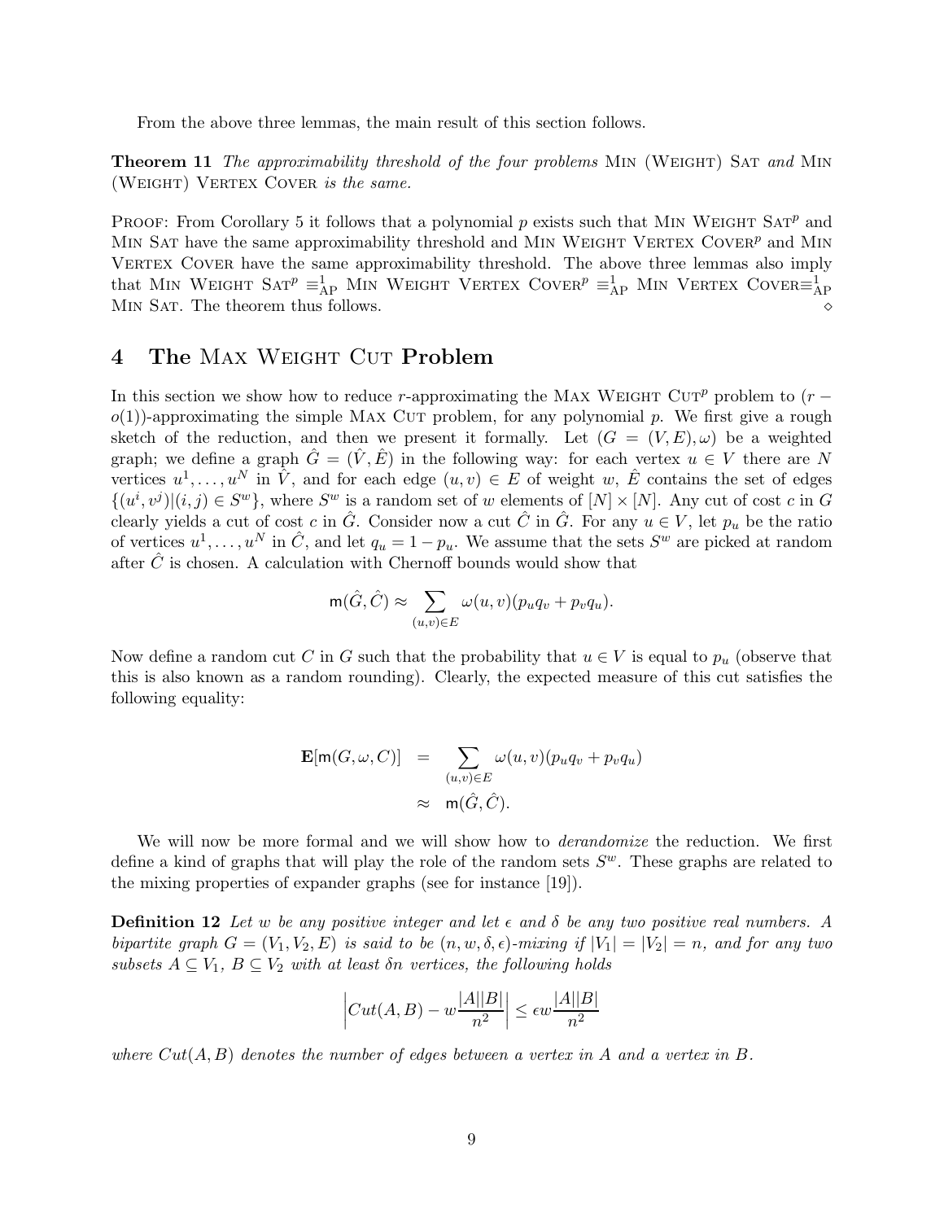From the above three lemmas, the main result of this section follows.

**Theorem 11** *The approximability threshold of the four problems* Min (Weight) Sat *and* Min (Weight) Vertex Cover *is the same.*

Proof: From Corollary 5 it follows that a polynomial $p$ exists such that Min Weight Sat$^p$ and Min Sat have the same approximability threshold and Min Weight Vertex Cover$^p$ and Min Vertex Cover have the same approximability threshold. The above three lemmas also imply that Min Weight Sat$^p \equiv^1_{\text{AP}}$ Min Weight Vertex Cover$^p \equiv^1_{\text{AP}}$ Min Vertex Cover$\equiv^1_{\text{AP}}$ Min Sat. The theorem thus follows. ◇

## 4 The Max Weight Cut Problem

In this section we show how to reduce $r$-approximating the Max Weight Cut$^p$ problem to $(r - o(1))$-approximating the simple Max Cut problem, for any polynomial $p$. We first give a rough sketch of the reduction, and then we present it formally. Let $(G = (V, E), \omega)$ be a weighted graph; we define a graph $\hat{G} = (\hat{V}, \hat{E})$ in the following way: for each vertex $u \in V$ there are $N$ vertices $u^1, \ldots, u^N$ in $\hat{V}$, and for each edge $(u, v) \in E$ of weight $w$, $\hat{E}$ contains the set of edges $\{(u^i, v^j) | (i, j) \in S^w\}$, where $S^w$ is a random set of $w$ elements of $[N] \times [N]$. Any cut of cost $c$ in $G$ clearly yields a cut of cost $c$ in $\hat{G}$. Consider now a cut $\hat{C}$ in $\hat{G}$. For any $u \in V$, let $p_u$ be the ratio of vertices $u^1, \ldots, u^N$ in $\hat{C}$, and let $q_u = 1 - p_u$. We assume that the sets $S^w$ are picked at random after $\hat{C}$ is chosen. A calculation with Chernoff bounds would show that

$$\mathsf{m}(\hat{G}, \hat{C}) \approx \sum_{(u,v) \in E} \omega(u, v)(p_u q_v + p_v q_u).$$

Now define a random cut $C$ in $G$ such that the probability that $u \in V$ is equal to $p_u$ (observe that this is also known as a random rounding). Clearly, the expected measure of this cut satisfies the following equality:

$$\begin{aligned} \mathbf{E}[\mathsf{m}(G, \omega, C)] &= \sum_{(u,v) \in E} \omega(u, v)(p_u q_v + p_v q_u) \\ &\approx \mathsf{m}(\hat{G}, \hat{C}). \end{aligned}$$

We will now be more formal and we will show how to *derandomize* the reduction. We first define a kind of graphs that will play the role of the random sets $S^w$. These graphs are related to the mixing properties of expander graphs (see for instance [19]).

**Definition 12** *Let $w$ be any positive integer and let $\epsilon$ and $\delta$ be any two positive real numbers. A bipartite graph $G = (V_1, V_2, E)$ is said to be $(n, w, \delta, \epsilon)$-mixing if $|V_1| = |V_2| = n$, and for any two subsets $A \subseteq V_1$, $B \subseteq V_2$ with at least $\delta n$ vertices, the following holds*

$$\left| Cut(A, B) - w\frac{|A||B|}{n^2} \right| \leq \epsilon w \frac{|A||B|}{n^2}$$

*where $Cut(A, B)$ denotes the number of edges between a vertex in $A$ and a vertex in $B$.*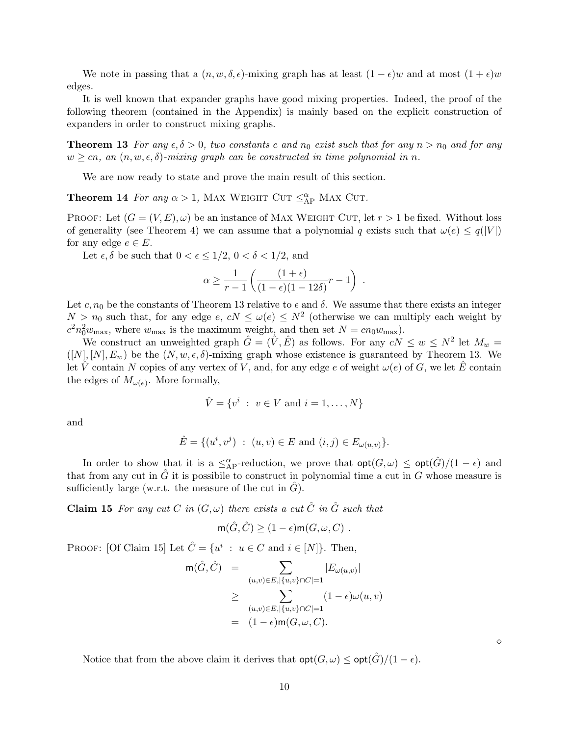We note in passing that a $(n, w, \delta, \epsilon)$-mixing graph has at least $(1-\epsilon)w$ and at most $(1+\epsilon)w$ edges.

It is well known that expander graphs have good mixing properties. Indeed, the proof of the following theorem (contained in the Appendix) is mainly based on the explicit construction of expanders in order to construct mixing graphs.

**Theorem 13** *For any $\epsilon, \delta > 0$, two constants $c$ and $n_0$ exist such that for any $n > n_0$ and for any $w \geq cn$, an $(n, w, \epsilon, \delta)$-mixing graph can be constructed in time polynomial in $n$.*

We are now ready to state and prove the main result of this section.

**Theorem 14** *For any $\alpha > 1$,* Max Weight Cut $\leq^{\alpha}_{\mathrm{AP}}$ Max Cut.

Proof: Let $(G = (V, E), \omega)$ be an instance of Max Weight Cut, let $r > 1$ be fixed. Without loss of generality (see Theorem 4) we can assume that a polynomial $q$ exists such that $\omega(e) \leq q(|V|)$ for any edge $e \in E$.

Let $\epsilon, \delta$ be such that $0 < \epsilon \leq 1/2$, $0 < \delta < 1/2$, and

$$\alpha \geq \frac{1}{r-1}\left(\frac{(1+\epsilon)}{(1-\epsilon)(1-12\delta)}r - 1\right) .$$

Let $c, n_0$ be the constants of Theorem 13 relative to $\epsilon$ and $\delta$. We assume that there exists an integer $N > n_0$ such that, for any edge $e$, $cN \leq \omega(e) \leq N^2$ (otherwise we can multiply each weight by $c^2 n_0^2 w_{\max}$, where $w_{\max}$ is the maximum weight, and then set $N = cn_0 w_{\max}$).

We construct an unweighted graph $\hat{G} = (\hat{V}, \hat{E})$ as follows. For any $cN \leq w \leq N^2$ let $M_w = ([N], [N], E_w)$ be the $(N, w, \epsilon, \delta)$-mixing graph whose existence is guaranteed by Theorem 13. We let $\hat{V}$ contain $N$ copies of any vertex of $V$, and, for any edge $e$ of weight $\omega(e)$ of $G$, we let $\hat{E}$ contain the edges of $M_{\omega(e)}$. More formally,

$$\hat{V} = \{v^i \ : \ v \in V \text{ and } i = 1, \ldots, N\}$$

and

$$\hat{E} = \{(u^i, v^j) \ : \ (u,v) \in E \text{ and } (i,j) \in E_{\omega(u,v)}\}.$$

In order to show that it is a $\leq^{\alpha}_{\mathrm{AP}}$-reduction, we prove that $\mathsf{opt}(G, \omega) \leq \mathsf{opt}(\hat{G})/(1-\epsilon)$ and that from any cut in $\hat{G}$ it is possibile to construct in polynomial time a cut in $G$ whose measure is sufficiently large (w.r.t. the measure of the cut in $\hat{G}$).

**Claim 15** *For any cut $C$ in $(G, \omega)$ there exists a cut $\hat{C}$ in $\hat{G}$ such that*

$$\mathsf{m}(\hat{G}, \hat{C}) \geq (1-\epsilon)\mathsf{m}(G, \omega, C) .$$

Proof: [Of Claim 15] Let $\hat{C} = \{u^i \ : \ u \in C \text{ and } i \in [N]\}$. Then,

$$\begin{aligned}
\mathsf{m}(\hat{G}, \hat{C}) &= \sum_{(u,v) \in E, |\{u,v\} \cap C| = 1} |E_{\omega(u,v)}| \\
&\geq \sum_{(u,v) \in E, |\{u,v\} \cap C| = 1} (1-\epsilon)\omega(u,v) \\
&= (1-\epsilon)\mathsf{m}(G, \omega, C).
\end{aligned}$$

$\diamond$

Notice that from the above claim it derives that $\mathsf{opt}(G, \omega) \leq \mathsf{opt}(\hat{G})/(1-\epsilon)$.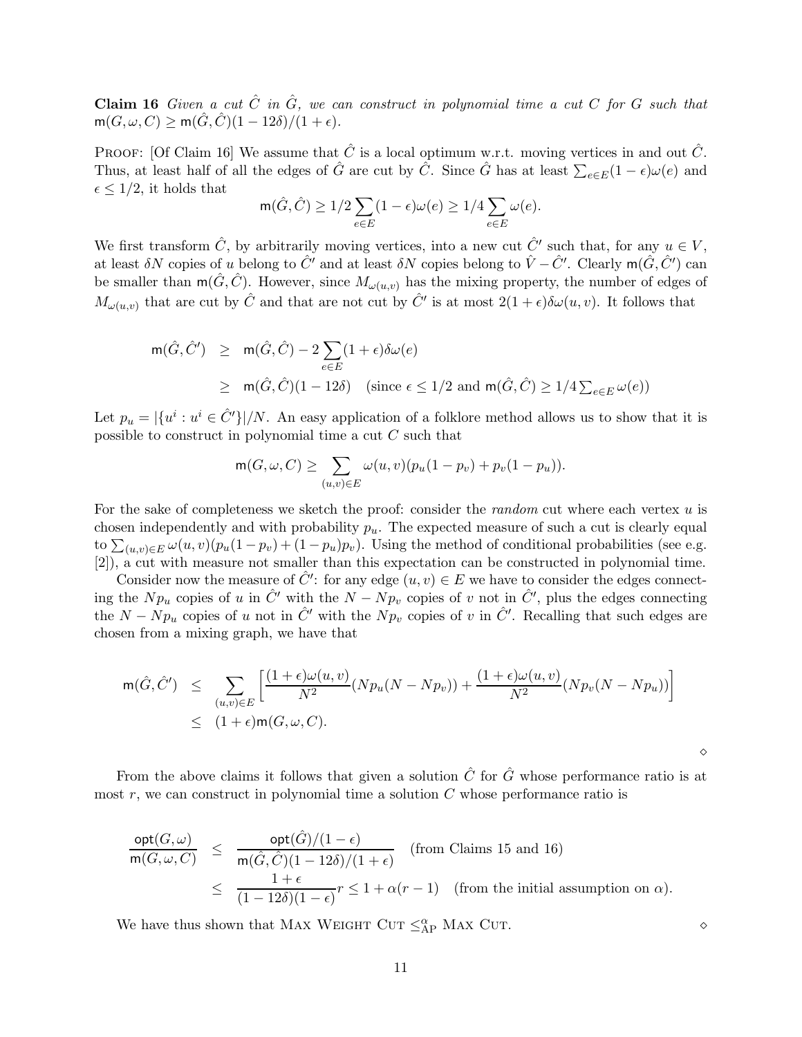**Claim 16** *Given a cut $\hat{C}$ in $\hat{G}$, we can construct in polynomial time a cut $C$ for $G$ such that $\mathsf{m}(G, \omega, C) \geq \mathsf{m}(\hat{G}, \hat{C})(1 - 12\delta)/(1 + \epsilon)$.*

Proof: [Of Claim 16] We assume that $\hat{C}$ is a local optimum w.r.t. moving vertices in and out $\hat{C}$. Thus, at least half of all the edges of $\hat{G}$ are cut by $\hat{C}$. Since $\hat{G}$ has at least $\sum_{e \in E}(1 - \epsilon)\omega(e)$ and $\epsilon \leq 1/2$, it holds that

$$\mathsf{m}(\hat{G}, \hat{C}) \geq 1/2 \sum_{e \in E}(1 - \epsilon)\omega(e) \geq 1/4 \sum_{e \in E} \omega(e).$$

We first transform $\hat{C}$, by arbitrarily moving vertices, into a new cut $\hat{C}'$ such that, for any $u \in V$, at least $\delta N$ copies of $u$ belong to $\hat{C}'$ and at least $\delta N$ copies belong to $\hat{V} - \hat{C}'$. Clearly $\mathsf{m}(\hat{G}, \hat{C}')$ can be smaller than $\mathsf{m}(\hat{G}, \hat{C})$. However, since $M_{\omega(u,v)}$ has the mixing property, the number of edges of $M_{\omega(u,v)}$ that are cut by $\hat{C}$ and that are not cut by $\hat{C}'$ is at most $2(1 + \epsilon)\delta\omega(u, v)$. It follows that

$$\begin{aligned}
\mathsf{m}(\hat{G}, \hat{C}') &\geq \mathsf{m}(\hat{G}, \hat{C}) - 2\sum_{e \in E}(1 + \epsilon)\delta\omega(e) \\
&\geq \mathsf{m}(\hat{G}, \hat{C})(1 - 12\delta) \quad (\text{since } \epsilon \leq 1/2 \text{ and } \mathsf{m}(\hat{G}, \hat{C}) \geq 1/4 \textstyle\sum_{e \in E} \omega(e))
\end{aligned}$$

Let $p_u = |\{u^i : u^i \in \hat{C}'\}|/N$. An easy application of a folklore method allows us to show that it is possible to construct in polynomial time a cut $C$ such that

$$\mathsf{m}(G, \omega, C) \geq \sum_{(u,v) \in E} \omega(u, v)(p_u(1 - p_v) + p_v(1 - p_u)).$$

For the sake of completeness we sketch the proof: consider the *random* cut where each vertex $u$ is chosen independently and with probability $p_u$. The expected measure of such a cut is clearly equal to $\sum_{(u,v) \in E} \omega(u, v)(p_u(1 - p_v) + (1 - p_u)p_v)$. Using the method of conditional probabilities (see e.g. [2]), a cut with measure not smaller than this expectation can be constructed in polynomial time.

Consider now the measure of $\hat{C}'$: for any edge $(u, v) \in E$ we have to consider the edges connecting the $Np_u$ copies of $u$ in $\hat{C}'$ with the $N - Np_v$ copies of $v$ not in $\hat{C}'$, plus the edges connecting the $N - Np_u$ copies of $u$ not in $\hat{C}'$ with the $Np_v$ copies of $v$ in $\hat{C}'$. Recalling that such edges are chosen from a mixing graph, we have that

$$\begin{aligned}
\mathsf{m}(\hat{G}, \hat{C}') &\leq \sum_{(u,v) \in E} \left[ \frac{(1 + \epsilon)\omega(u, v)}{N^2}(Np_u(N - Np_v)) + \frac{(1 + \epsilon)\omega(u, v)}{N^2}(Np_v(N - Np_u)) \right] \\
&\leq (1 + \epsilon)\mathsf{m}(G, \omega, C).
\end{aligned}$$

$\diamond$

From the above claims it follows that given a solution $\hat{C}$ for $\hat{G}$ whose performance ratio is at most $r$, we can construct in polynomial time a solution $C$ whose performance ratio is

$$\begin{aligned}
\frac{\mathsf{opt}(G, \omega)}{\mathsf{m}(G, \omega, C)} &\leq \frac{\mathsf{opt}(\hat{G})/(1 - \epsilon)}{\mathsf{m}(\hat{G}, \hat{C})(1 - 12\delta)/(1 + \epsilon)} \quad (\text{from Claims 15 and 16}) \\
&\leq \frac{1 + \epsilon}{(1 - 12\delta)(1 - \epsilon)} r \leq 1 + \alpha(r - 1) \quad (\text{from the initial assumption on } \alpha).
\end{aligned}$$

We have thus shown that Max Weight Cut $\leq^{\alpha}_{\text{AP}}$ Max Cut. $\diamond$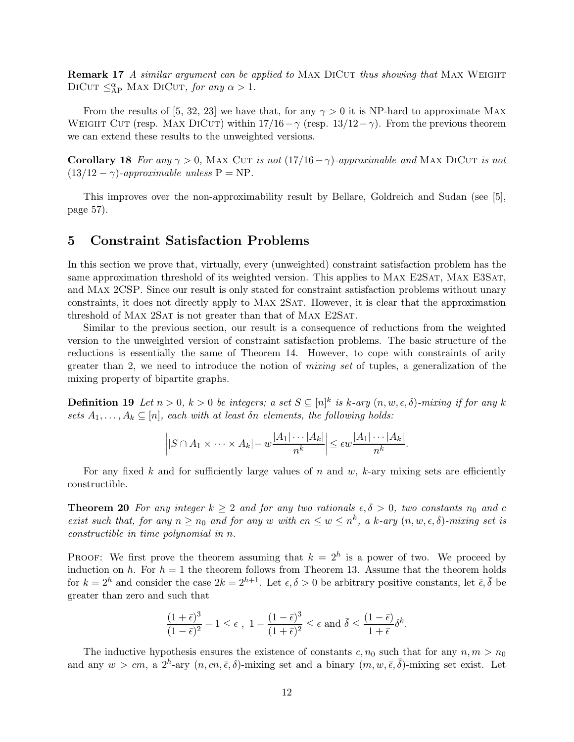**Remark 17** *A similar argument can be applied to* Max DiCut *thus showing that* Max Weight DiCut $\leq_{\mathrm{AP}}^{\alpha}$ Max DiCut*, for any* $\alpha > 1$.

From the results of [5, 32, 23] we have that, for any $\gamma > 0$ it is NP-hard to approximate Max Weight Cut (resp. Max DiCut) within $17/16 - \gamma$ (resp. $13/12 - \gamma$). From the previous theorem we can extend these results to the unweighted versions.

**Corollary 18** *For any* $\gamma > 0$, Max Cut *is not* $(17/16 - \gamma)$*-approximable and* Max DiCut *is not* $(13/12 - \gamma)$*-approximable unless* $\mathrm{P} = \mathrm{NP}$.

This improves over the non-approximability result by Bellare, Goldreich and Sudan (see [5], page 57).

# 5 Constraint Satisfaction Problems

In this section we prove that, virtually, every (unweighted) constraint satisfaction problem has the same approximation threshold of its weighted version. This applies to Max E2Sat, Max E3Sat, and Max 2CSP. Since our result is only stated for constraint satisfaction problems without unary constraints, it does not directly apply to Max 2Sat. However, it is clear that the approximation threshold of Max 2Sat is not greater than that of Max E2Sat.

Similar to the previous section, our result is a consequence of reductions from the weighted version to the unweighted version of constraint satisfaction problems. The basic structure of the reductions is essentially the same of Theorem 14. However, to cope with constraints of arity greater than 2, we need to introduce the notion of *mixing set* of tuples, a generalization of the mixing property of bipartite graphs.

**Definition 19** *Let* $n > 0$, $k > 0$ *be integers; a set* $S \subseteq [n]^k$ *is* $k$*-ary* $(n, w, \epsilon, \delta)$*-mixing if for any* $k$ *sets* $A_1, \ldots, A_k \subseteq [n]$*, each with at least* $\delta n$ *elements, the following holds:*

$$\left| |S \cap A_1 \times \cdots \times A_k| - w\frac{|A_1| \cdots |A_k|}{n^k} \right| \leq \epsilon w \frac{|A_1| \cdots |A_k|}{n^k}.$$

For any fixed $k$ and for sufficiently large values of $n$ and $w$, $k$-ary mixing sets are efficiently constructible.

**Theorem 20** *For any integer* $k \geq 2$ *and for any two rationals* $\epsilon, \delta > 0$*, two constants* $n_0$ *and* $c$ *exist such that, for any* $n \geq n_0$ *and for any* $w$ *with* $cn \leq w \leq n^k$*, a* $k$*-ary* $(n, w, \epsilon, \delta)$*-mixing set is constructible in time polynomial in* $n$.

Proof: We first prove the theorem assuming that $k = 2^h$ is a power of two. We proceed by induction on $h$. For $h = 1$ the theorem follows from Theorem 13. Assume that the theorem holds for $k = 2^h$ and consider the case $2k = 2^{h+1}$. Let $\epsilon, \delta > 0$ be arbitrary positive constants, let $\bar{\epsilon}, \bar{\delta}$ be greater than zero and such that

$$\frac{(1+\bar{\epsilon})^3}{(1-\bar{\epsilon})^2} - 1 \leq \epsilon \ , \ 1 - \frac{(1-\bar{\epsilon})^3}{(1+\bar{\epsilon})^2} \leq \epsilon \text{ and } \bar{\delta} \leq \frac{(1-\bar{\epsilon})}{1+\bar{\epsilon}}\delta^k.$$

The inductive hypothesis ensures the existence of constants $c, n_0$ such that for any $n, m > n_0$ and any $w > cm$, a $2^h$-ary $(n, cn, \bar{\epsilon}, \delta)$-mixing set and a binary $(m, w, \bar{\epsilon}, \bar{\delta})$-mixing set exist. Let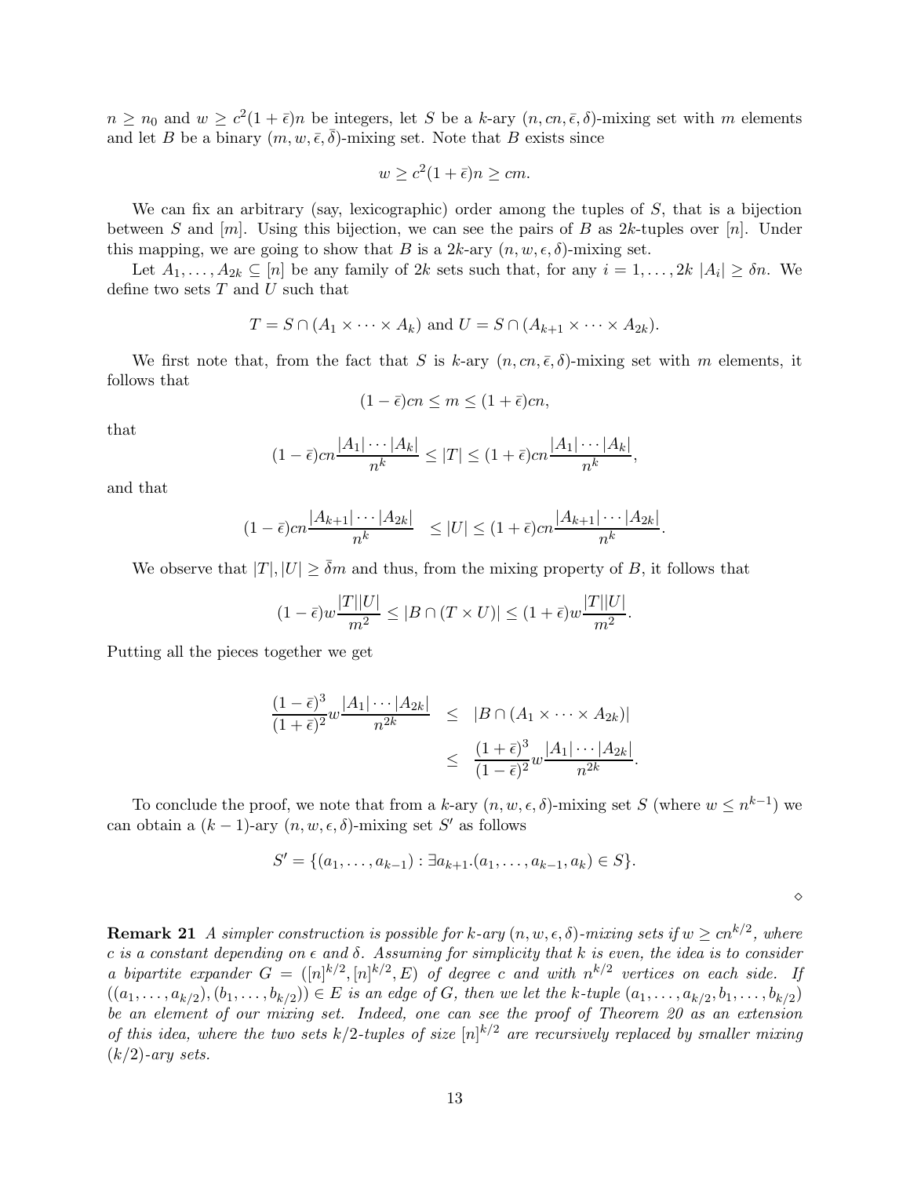$n \geq n_0$ and $w \geq c^2(1+\bar{\epsilon})n$ be integers, let $S$ be a $k$-ary $(n, cn, \bar{\epsilon}, \delta)$-mixing set with $m$ elements and let $B$ be a binary $(m, w, \bar{\epsilon}, \bar{\delta})$-mixing set. Note that $B$ exists since

$$w \geq c^2(1+\bar{\epsilon})n \geq cm.$$

We can fix an arbitrary (say, lexicographic) order among the tuples of $S$, that is a bijection between $S$ and $[m]$. Using this bijection, we can see the pairs of $B$ as $2k$-tuples over $[n]$. Under this mapping, we are going to show that $B$ is a $2k$-ary $(n, w, \epsilon, \delta)$-mixing set.

Let $A_1, \ldots, A_{2k} \subseteq [n]$ be any family of $2k$ sets such that, for any $i = 1, \ldots, 2k$ $|A_i| \geq \delta n$. We define two sets $T$ and $U$ such that

$$T = S \cap (A_1 \times \cdots \times A_k) \text{ and } U = S \cap (A_{k+1} \times \cdots \times A_{2k}).$$

We first note that, from the fact that $S$ is $k$-ary $(n, cn, \bar{\epsilon}, \delta)$-mixing set with $m$ elements, it follows that

$$(1-\bar{\epsilon})cn \leq m \leq (1+\bar{\epsilon})cn,$$

that

$$(1-\bar{\epsilon})cn\frac{|A_1|\cdots|A_k|}{n^k} \leq |T| \leq (1+\bar{\epsilon})cn\frac{|A_1|\cdots|A_k|}{n^k},$$

and that

$$(1-\bar{\epsilon})cn\frac{|A_{k+1}|\cdots|A_{2k}|}{n^k} \leq |U| \leq (1+\bar{\epsilon})cn\frac{|A_{k+1}|\cdots|A_{2k}|}{n^k}.$$

We observe that $|T|, |U| \geq \bar{\delta}m$ and thus, from the mixing property of $B$, it follows that

$$(1-\bar{\epsilon})w\frac{|T||U|}{m^2} \leq |B \cap (T \times U)| \leq (1+\bar{\epsilon})w\frac{|T||U|}{m^2}.$$

Putting all the pieces together we get

$$\begin{aligned}\frac{(1-\bar{\epsilon})^3}{(1+\bar{\epsilon})^2}w\frac{|A_1|\cdots|A_{2k}|}{n^{2k}} &\leq |B \cap (A_1 \times \cdots A_{2k})| \\ &\leq \frac{(1+\bar{\epsilon})^3}{(1-\bar{\epsilon})^2}w\frac{|A_1|\cdots|A_{2k}|}{n^{2k}}.\end{aligned}$$

To conclude the proof, we note that from a $k$-ary $(n, w, \epsilon, \delta)$-mixing set $S$ (where $w \leq n^{k-1}$) we can obtain a $(k-1)$-ary $(n, w, \epsilon, \delta)$-mixing set $S'$ as follows

$$S' = \{(a_1, \ldots, a_{k-1}) : \exists a_{k+1}.(a_1, \ldots, a_{k-1}, a_k) \in S\}.$$

$\diamond$

**Remark 21** *A simpler construction is possible for $k$-ary $(n, w, \epsilon, \delta)$-mixing sets if $w \geq cn^{k/2}$, where $c$ is a constant depending on $\epsilon$ and $\delta$. Assuming for simplicity that $k$ is even, the idea is to consider a bipartite expander $G = ([n]^{k/2}, [n]^{k/2}, E)$ of degree $c$ and with $n^{k/2}$ vertices on each side. If $((a_1, \ldots, a_{k/2}), (b_1, \ldots, b_{k/2})) \in E$ is an edge of $G$, then we let the $k$-tuple $(a_1, \ldots, a_{k/2}, b_1, \ldots, b_{k/2})$ be an element of our mixing set. Indeed, one can see the proof of Theorem 20 as an extension of this idea, where the two sets $k/2$-tuples of size $[n]^{k/2}$ are recursively replaced by smaller mixing $(k/2)$-ary sets.*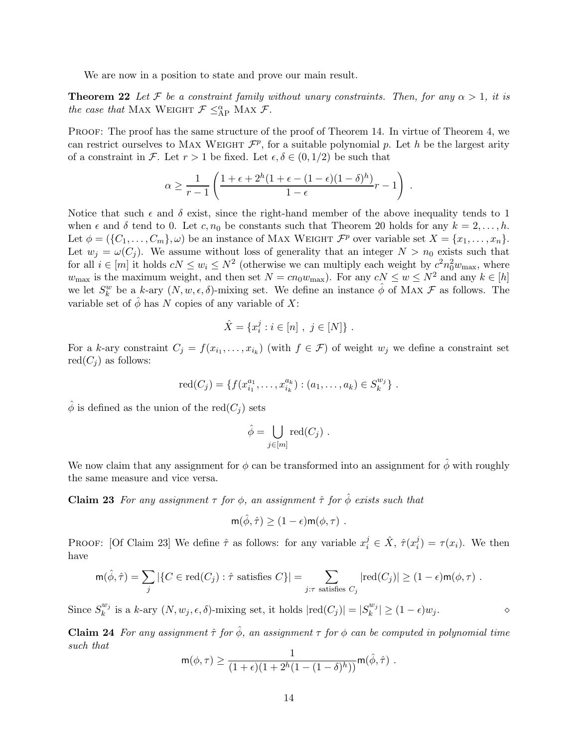We are now in a position to state and prove our main result.

**Theorem 22** *Let $\mathcal{F}$ be a constraint family without unary constraints. Then, for any $\alpha > 1$, it is the case that* MAX WEIGHT $\mathcal{F} \leq^{\alpha}_{\text{AP}}$ MAX $\mathcal{F}$.

PROOF: The proof has the same structure of the proof of Theorem 14. In virtue of Theorem 4, we can restrict ourselves to MAX WEIGHT $\mathcal{F}^p$, for a suitable polynomial $p$. Let $h$ be the largest arity of a constraint in $\mathcal{F}$. Let $r > 1$ be fixed. Let $\epsilon, \delta \in (0, 1/2)$ be such that

$$\alpha \geq \frac{1}{r-1}\left(\frac{1+\epsilon+2^h(1+\epsilon-(1-\epsilon)(1-\delta)^h)}{1-\epsilon}r - 1\right) .$$

Notice that such $\epsilon$ and $\delta$ exist, since the right-hand member of the above inequality tends to 1 when $\epsilon$ and $\delta$ tend to 0. Let $c, n_0$ be constants such that Theorem 20 holds for any $k = 2, \ldots, h$. Let $\phi = (\{C_1, \ldots, C_m\}, \omega)$ be an instance of MAX WEIGHT $\mathcal{F}^p$ over variable set $X = \{x_1, \ldots, x_n\}$. Let $w_j = \omega(C_j)$. We assume without loss of generality that an integer $N > n_0$ exists such that for all $i \in [m]$ it holds $cN \leq w_i \leq N^2$ (otherwise we can multiply each weight by $c^2 n_0^2 w_{\max}$, where $w_{\max}$ is the maximum weight, and then set $N = cn_0 w_{\max}$). For any $cN \leq w \leq N^2$ and any $k \in [h]$ we let $S^w_k$ be a $k$-ary $(N, w, \epsilon, \delta)$-mixing set. We define an instance $\hat{\phi}$ of MAX $\mathcal{F}$ as follows. The variable set of $\hat{\phi}$ has $N$ copies of any variable of $X$:

$$\hat{X} = \{x^j_i : i \in [n] \; , \; j \in [N]\} .$$

For a $k$-ary constraint $C_j = f(x_{i_1}, \ldots, x_{i_k})$ (with $f \in \mathcal{F}$) of weight $w_j$ we define a constraint set $\text{red}(C_j)$ as follows:

$$\text{red}(C_j) = \{f(x^{a_1}_{i_1}, \ldots, x^{a_k}_{i_k}) : (a_1, \ldots, a_k) \in S^{w_j}_k\} .$$

$\hat{\phi}$ is defined as the union of the $\text{red}(C_j)$ sets

$$\hat{\phi} = \bigcup_{j \in [m]} \text{red}(C_j) .$$

We now claim that any assignment for $\phi$ can be transformed into an assignment for $\hat{\phi}$ with roughly the same measure and vice versa.

**Claim 23** *For any assignment $\tau$ for $\phi$, an assignment $\hat{\tau}$ for $\hat{\phi}$ exists such that*

$$\mathsf{m}(\hat{\phi}, \hat{\tau}) \geq (1-\epsilon)\mathsf{m}(\phi, \tau) .$$

PROOF: [Of Claim 23] We define $\hat{\tau}$ as follows: for any variable $x^j_i \in \hat{X}$, $\hat{\tau}(x^j_i) = \tau(x_i)$. We then have

$$\mathsf{m}(\hat{\phi}, \hat{\tau}) = \sum_j |\{C \in \text{red}(C_j) : \hat{\tau} \text{ satisfies } C\}| = \sum_{j : \tau \text{ satisfies } C_j} |\text{red}(C_j)| \geq (1-\epsilon)\mathsf{m}(\phi, \tau) .$$

Since $S^{w_j}_k$ is a $k$-ary $(N, w_j, \epsilon, \delta)$-mixing set, it holds $|\text{red}(C_j)| = |S^{w_j}_k| \geq (1-\epsilon)w_j$. $\diamond$

**Claim 24** *For any assignment $\hat{\tau}$ for $\hat{\phi}$, an assignment $\tau$ for $\phi$ can be computed in polynomial time such that*

$$\mathsf{m}(\phi, \tau) \geq \frac{1}{(1+\epsilon)(1+2^h(1-(1-\delta)^h))}\mathsf{m}(\hat{\phi}, \hat{\tau}) .$$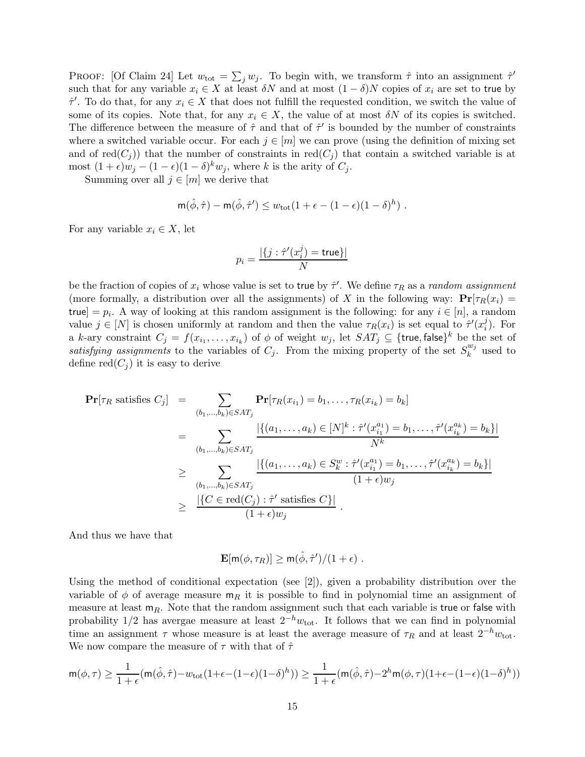PROOF: [Of Claim 24] Let $w_{\text{tot}} = \sum_j w_j$. To begin with, we transform $\hat{\tau}$ into an assignment $\hat{\tau}'$ such that for any variable $x_i \in X$ at least $\delta N$ and at most $(1-\delta)N$ copies of $x_i$ are set to $\mathsf{true}$ by $\hat{\tau}'$. To do that, for any $x_i \in X$ that does not fulfill the requested condition, we switch the value of some of its copies. Note that, for any $x_i \in X$, the value of at most $\delta N$ of its copies is switched. The difference between the measure of $\hat{\tau}$ and that of $\hat{\tau}'$ is bounded by the number of constraints where a switched variable occur. For each $j \in [m]$ we can prove (using the definition of mixing set and of $\text{red}(C_j)$) that the number of constraints in $\text{red}(C_j)$ that contain a switched variable is at most $(1+\epsilon)w_j - (1-\epsilon)(1-\delta)^k w_j$, where $k$ is the arity of $C_j$.

Summing over all $j \in [m]$ we derive that

$$\mathsf{m}(\hat{\phi}, \hat{\tau}) - \mathsf{m}(\hat{\phi}, \hat{\tau}') \leq w_{\text{tot}}(1 + \epsilon - (1-\epsilon)(1-\delta)^h) \ .$$

For any variable $x_i \in X$, let

$$p_i = \frac{|\{j : \hat{\tau}'(x_i^j) = \mathsf{true}\}|}{N}$$

be the fraction of copies of $x_i$ whose value is set to $\mathsf{true}$ by $\hat{\tau}'$. We define $\tau_R$ as a *random assignment* (more formally, a distribution over all the assignments) of $X$ in the following way: $\mathbf{Pr}[\tau_R(x_i) = \mathsf{true}] = p_i$. A way of looking at this random assignment is the following: for any $i \in [n]$, a random value $j \in [N]$ is chosen uniformly at random and then the value $\tau_R(x_i)$ is set equal to $\hat{\tau}'(x_i^j)$. For a $k$-ary constraint $C_j = f(x_{i_1}, \ldots, x_{i_k})$ of $\phi$ of weight $w_j$, let $SAT_j \subseteq \{\mathsf{true}, \mathsf{false}\}^k$ be the set of *satisfying assignments* to the variables of $C_j$. From the mixing property of the set $S_k^{w_j}$ used to define $\text{red}(C_j)$ it is easy to derive

$$\begin{aligned}
\mathbf{Pr}[\tau_R \text{ satisfies } C_j] &= \sum_{(b_1,\ldots,b_k) \in SAT_j} \mathbf{Pr}[\tau_R(x_{i_1}) = b_1, \ldots, \tau_R(x_{i_k}) = b_k] \\
&= \sum_{(b_1,\ldots,b_k) \in SAT_j} \frac{|\{(a_1,\ldots,a_k) \in [N]^k : \hat{\tau}'(x_{i_1}^{a_1}) = b_1, \ldots, \hat{\tau}'(x_{i_k}^{a_k}) = b_k\}|}{N^k} \\
&\geq \sum_{(b_1,\ldots,b_k) \in SAT_j} \frac{|\{(a_1,\ldots,a_k) \in S_k^w : \hat{\tau}'(x_{i_1}^{a_1}) = b_1, \ldots, \hat{\tau}'(x_{i_k}^{a_k}) = b_k\}|}{(1+\epsilon)w_j} \\
&\geq \frac{|\{C \in \text{red}(C_j) : \hat{\tau}' \text{ satisfies } C\}|}{(1+\epsilon)w_j} \ .
\end{aligned}$$

And thus we have that

$$\mathbf{E}[\mathsf{m}(\phi, \tau_R)] \geq \mathsf{m}(\hat{\phi}, \hat{\tau}')/(1+\epsilon) \ .$$

Using the method of conditional expectation (see [2]), given a probability distribution over the variable of $\phi$ of average measure $\mathsf{m}_R$ it is possible to find in polynomial time an assignment of measure at least $\mathsf{m}_R$. Note that the random assignment such that each variable is $\mathsf{true}$ or $\mathsf{false}$ with probability $1/2$ has avergae measure at least $2^{-h} w_{\text{tot}}$. It follows that we can find in polynomial time an assignment $\tau$ whose measure is at least the average measure of $\tau_R$ and at least $2^{-h} w_{\text{tot}}$. We now compare the measure of $\tau$ with that of $\hat{\tau}$

$$\mathsf{m}(\phi, \tau) \geq \frac{1}{1+\epsilon}(\mathsf{m}(\hat{\phi}, \hat{\tau}) - w_{\text{tot}}(1+\epsilon-(1-\epsilon)(1-\delta)^h)) \geq \frac{1}{1+\epsilon}(\mathsf{m}(\hat{\phi}, \hat{\tau}) - 2^h \mathsf{m}(\phi, \tau)(1+\epsilon-(1-\epsilon)(1-\delta)^h))$$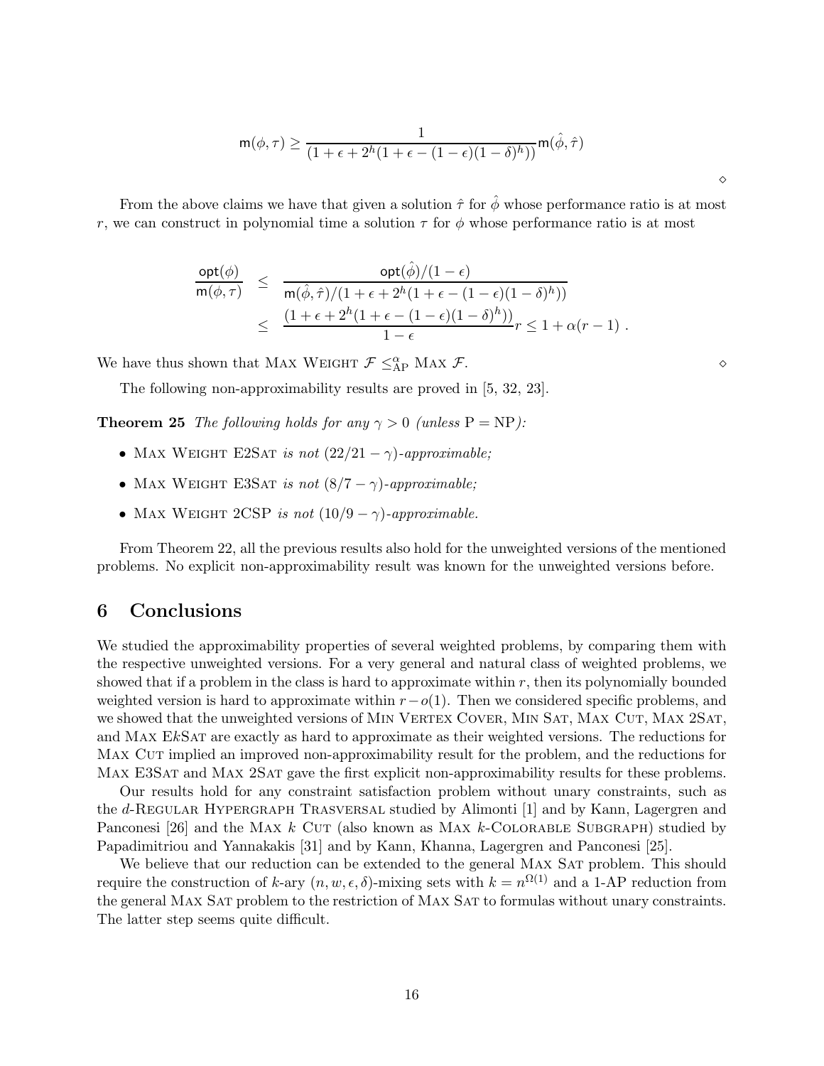$$\mathsf{m}(\phi,\tau) \geq \frac{1}{(1+\epsilon+2^h(1+\epsilon-(1-\epsilon)(1-\delta)^h))}\mathsf{m}(\hat{\phi},\hat{\tau})$$

$\diamond$

From the above claims we have that given a solution $\hat{\tau}$ for $\hat{\phi}$ whose performance ratio is at most $r$, we can construct in polynomial time a solution $\tau$ for $\phi$ whose performance ratio is at most

$$\begin{aligned}
\frac{\mathsf{opt}(\phi)}{\mathsf{m}(\phi,\tau)} &\leq \frac{\mathsf{opt}(\hat{\phi})/(1-\epsilon)}{\mathsf{m}(\hat{\phi},\hat{\tau})/(1+\epsilon+2^h(1+\epsilon-(1-\epsilon)(1-\delta)^h))} \\
&\leq \frac{(1+\epsilon+2^h(1+\epsilon-(1-\epsilon)(1-\delta)^h))}{1-\epsilon} r \leq 1+\alpha(r-1)\ .
\end{aligned}$$

We have thus shown that Max Weight $\mathcal{F} \leq_{\text{AP}}^{\alpha}$ Max $\mathcal{F}$. $\diamond$

The following non-approximability results are proved in [5, 32, 23].

**Theorem 25** *The following holds for any $\gamma > 0$ (unless $\text{P} = \text{NP}$):*

- Max Weight E2Sat *is not $(22/21 - \gamma)$-approximable;*
- Max Weight E3Sat *is not $(8/7 - \gamma)$-approximable;*
- Max Weight 2CSP *is not $(10/9 - \gamma)$-approximable.*

From Theorem 22, all the previous results also hold for the unweighted versions of the mentioned problems. No explicit non-approximability result was known for the unweighted versions before.

# 6 Conclusions

We studied the approximability properties of several weighted problems, by comparing them with the respective unweighted versions. For a very general and natural class of weighted problems, we showed that if a problem in the class is hard to approximate within $r$, then its polynomially bounded weighted version is hard to approximate within $r - o(1)$. Then we considered specific problems, and we showed that the unweighted versions of Min Vertex Cover, Min Sat, Max Cut, Max 2Sat, and Max E$k$Sat are exactly as hard to approximate as their weighted versions. The reductions for Max Cut implied an improved non-approximability result for the problem, and the reductions for Max E3Sat and Max 2Sat gave the first explicit non-approximability results for these problems.

Our results hold for any constraint satisfaction problem without unary constraints, such as the $d$-Regular Hypergraph Trasversal studied by Alimonti [1] and by Kann, Lagergren and Panconesi [26] and the Max $k$ Cut (also known as Max $k$-Colorable Subgraph) studied by Papadimitriou and Yannakakis [31] and by Kann, Khanna, Lagergren and Panconesi [25].

We believe that our reduction can be extended to the general Max Sat problem. This should require the construction of $k$-ary $(n, w, \epsilon, \delta)$-mixing sets with $k = n^{\Omega(1)}$ and a 1-AP reduction from the general Max Sat problem to the restriction of Max Sat to formulas without unary constraints. The latter step seems quite difficult.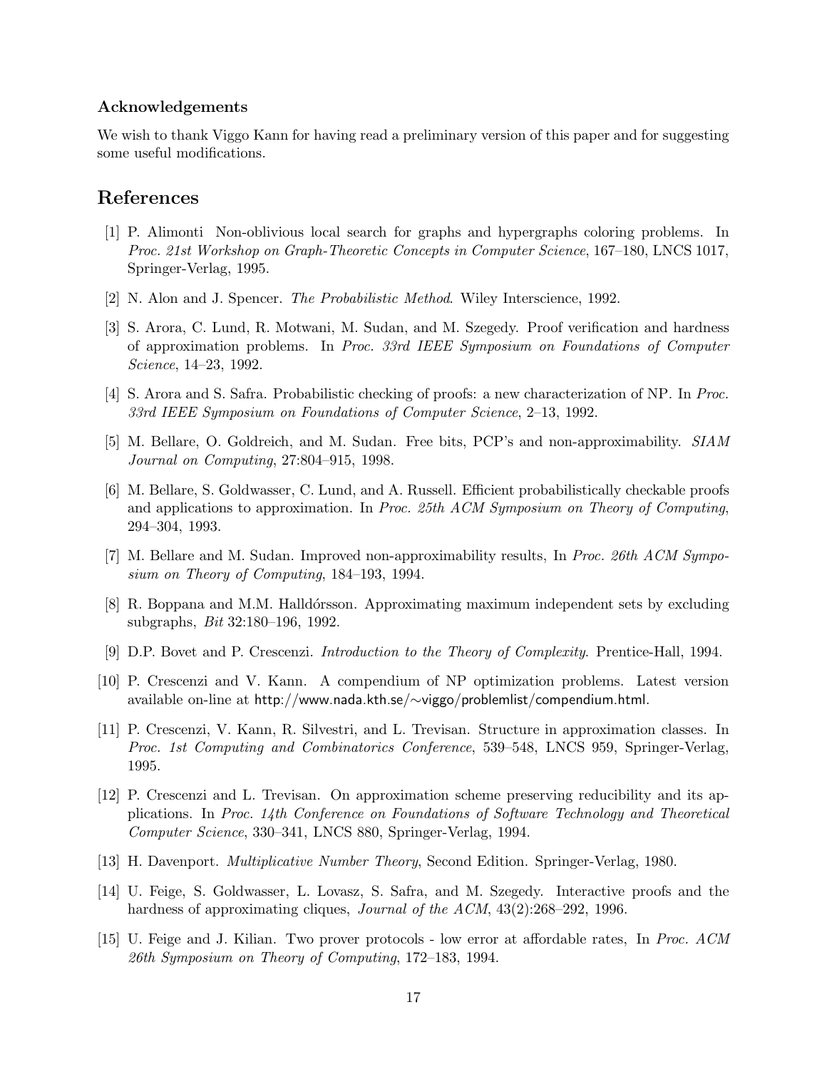### Acknowledgements

We wish to thank Viggo Kann for having read a preliminary version of this paper and for suggesting some useful modifications.

## References

[1] P. Alimonti Non-oblivious local search for graphs and hypergraphs coloring problems. In *Proc. 21st Workshop on Graph-Theoretic Concepts in Computer Science*, 167–180, LNCS 1017, Springer-Verlag, 1995.

[2] N. Alon and J. Spencer. *The Probabilistic Method*. Wiley Interscience, 1992.

[3] S. Arora, C. Lund, R. Motwani, M. Sudan, and M. Szegedy. Proof verification and hardness of approximation problems. In *Proc. 33rd IEEE Symposium on Foundations of Computer Science*, 14–23, 1992.

[4] S. Arora and S. Safra. Probabilistic checking of proofs: a new characterization of NP. In *Proc. 33rd IEEE Symposium on Foundations of Computer Science*, 2–13, 1992.

[5] M. Bellare, O. Goldreich, and M. Sudan. Free bits, PCP's and non-approximability. *SIAM Journal on Computing*, 27:804–915, 1998.

[6] M. Bellare, S. Goldwasser, C. Lund, and A. Russell. Efficient probabilistically checkable proofs and applications to approximation. In *Proc. 25th ACM Symposium on Theory of Computing*, 294–304, 1993.

[7] M. Bellare and M. Sudan. Improved non-approximability results, In *Proc. 26th ACM Symposium on Theory of Computing*, 184–193, 1994.

[8] R. Boppana and M.M. Halldórsson. Approximating maximum independent sets by excluding subgraphs, *Bit* 32:180–196, 1992.

[9] D.P. Bovet and P. Crescenzi. *Introduction to the Theory of Complexity*. Prentice-Hall, 1994.

[10] P. Crescenzi and V. Kann. A compendium of NP optimization problems. Latest version available on-line at http://www.nada.kth.se/∼viggo/problemlist/compendium.html.

[11] P. Crescenzi, V. Kann, R. Silvestri, and L. Trevisan. Structure in approximation classes. In *Proc. 1st Computing and Combinatorics Conference*, 539–548, LNCS 959, Springer-Verlag, 1995.

[12] P. Crescenzi and L. Trevisan. On approximation scheme preserving reducibility and its applications. In *Proc. 14th Conference on Foundations of Software Technology and Theoretical Computer Science*, 330–341, LNCS 880, Springer-Verlag, 1994.

[13] H. Davenport. *Multiplicative Number Theory*, Second Edition. Springer-Verlag, 1980.

[14] U. Feige, S. Goldwasser, L. Lovasz, S. Safra, and M. Szegedy. Interactive proofs and the hardness of approximating cliques, *Journal of the ACM*, 43(2):268–292, 1996.

[15] U. Feige and J. Kilian. Two prover protocols - low error at affordable rates, In *Proc. ACM 26th Symposium on Theory of Computing*, 172–183, 1994.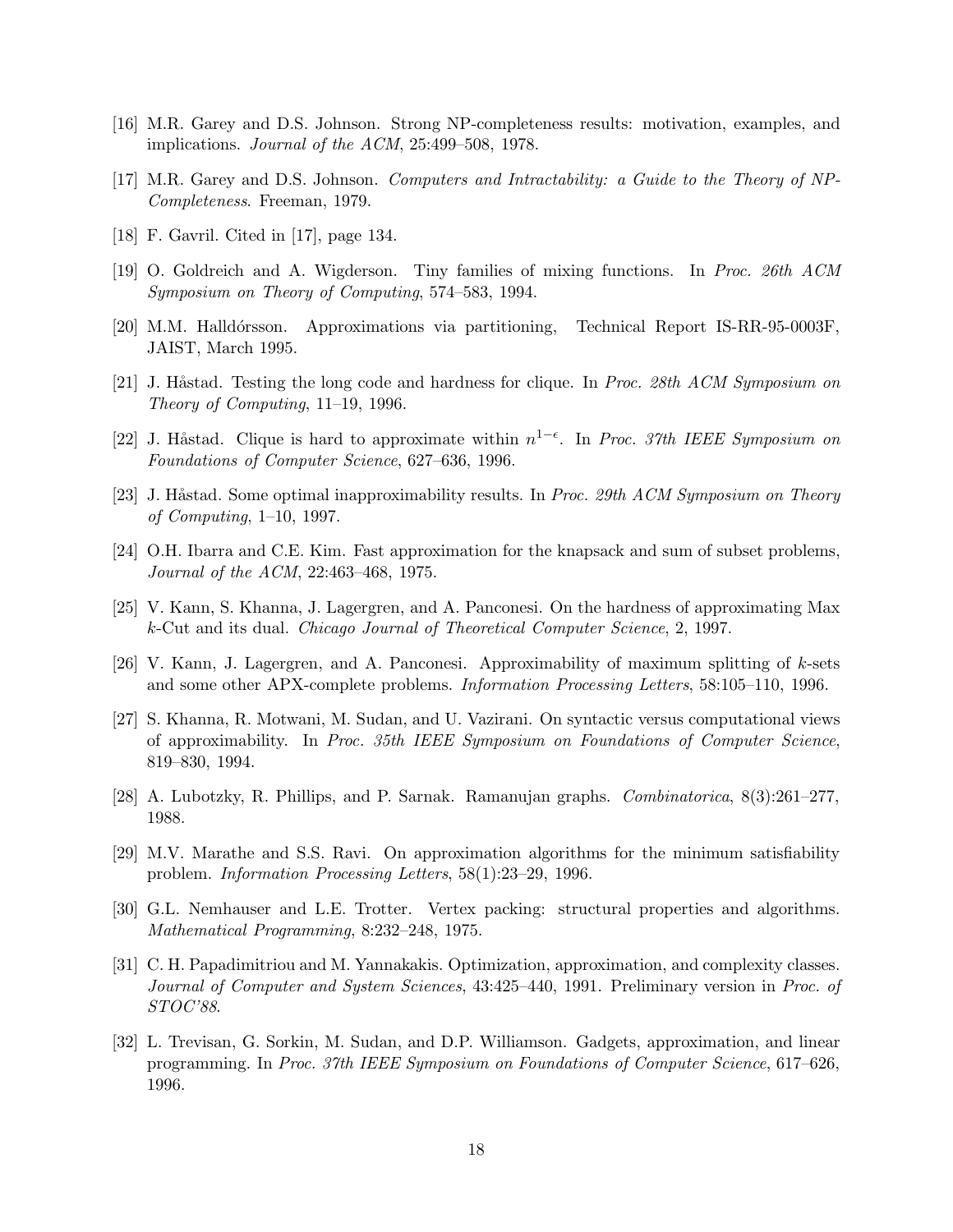[16] M.R. Garey and D.S. Johnson. Strong NP-completeness results: motivation, examples, and implications. *Journal of the ACM*, 25:499–508, 1978.

[17] M.R. Garey and D.S. Johnson. *Computers and Intractability: a Guide to the Theory of NP-Completeness*. Freeman, 1979.

[18] F. Gavril. Cited in [17], page 134.

[19] O. Goldreich and A. Wigderson. Tiny families of mixing functions. In *Proc. 26th ACM Symposium on Theory of Computing*, 574–583, 1994.

[20] M.M. Halldórsson. Approximations via partitioning, Technical Report IS-RR-95-0003F, JAIST, March 1995.

[21] J. Håstad. Testing the long code and hardness for clique. In *Proc. 28th ACM Symposium on Theory of Computing*, 11–19, 1996.

[22] J. Håstad. Clique is hard to approximate within $n^{1-\epsilon}$. In *Proc. 37th IEEE Symposium on Foundations of Computer Science*, 627–636, 1996.

[23] J. Håstad. Some optimal inapproximability results. In *Proc. 29th ACM Symposium on Theory of Computing*, 1–10, 1997.

[24] O.H. Ibarra and C.E. Kim. Fast approximation for the knapsack and sum of subset problems, *Journal of the ACM*, 22:463–468, 1975.

[25] V. Kann, S. Khanna, J. Lagergren, and A. Panconesi. On the hardness of approximating Max $k$-Cut and its dual. *Chicago Journal of Theoretical Computer Science*, 2, 1997.

[26] V. Kann, J. Lagergren, and A. Panconesi. Approximability of maximum splitting of $k$-sets and some other APX-complete problems. *Information Processing Letters*, 58:105–110, 1996.

[27] S. Khanna, R. Motwani, M. Sudan, and U. Vazirani. On syntactic versus computational views of approximability. In *Proc. 35th IEEE Symposium on Foundations of Computer Science*, 819–830, 1994.

[28] A. Lubotzky, R. Phillips, and P. Sarnak. Ramanujan graphs. *Combinatorica*, 8(3):261–277, 1988.

[29] M.V. Marathe and S.S. Ravi. On approximation algorithms for the minimum satisfiability problem. *Information Processing Letters*, 58(1):23–29, 1996.

[30] G.L. Nemhauser and L.E. Trotter. Vertex packing: structural properties and algorithms. *Mathematical Programming*, 8:232–248, 1975.

[31] C. H. Papadimitriou and M. Yannakakis. Optimization, approximation, and complexity classes. *Journal of Computer and System Sciences*, 43:425–440, 1991. Preliminary version in *Proc. of STOC'88*.

[32] L. Trevisan, G. Sorkin, M. Sudan, and D.P. Williamson. Gadgets, approximation, and linear programming. In *Proc. 37th IEEE Symposium on Foundations of Computer Science*, 617–626, 1996.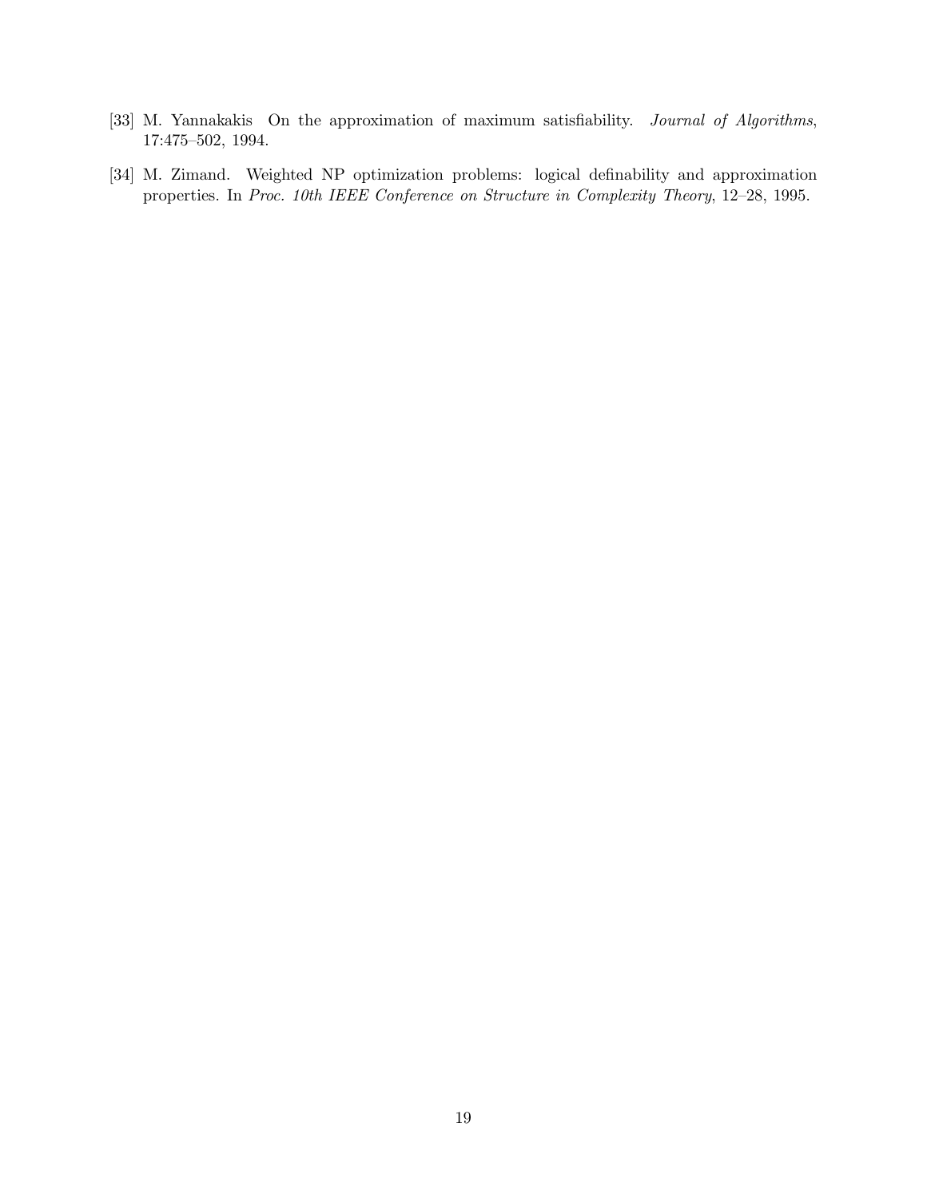[33] M. Yannakakis On the approximation of maximum satisfiability. *Journal of Algorithms*, 17:475–502, 1994.

[34] M. Zimand. Weighted NP optimization problems: logical definability and approximation properties. In *Proc. 10th IEEE Conference on Structure in Complexity Theory*, 12–28, 1995.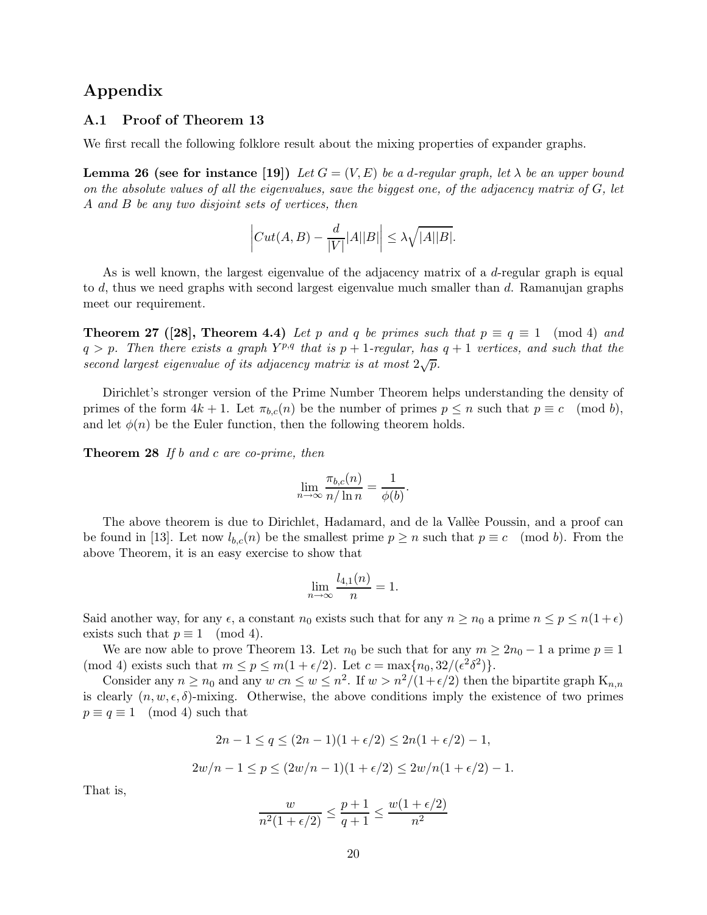# Appendix

## A.1 Proof of Theorem 13

We first recall the following folklore result about the mixing properties of expander graphs.

**Lemma 26 (see for instance [19])** *Let $G = (V, E)$ be a $d$-regular graph, let $\lambda$ be an upper bound on the absolute values of all the eigenvalues, save the biggest one, of the adjacency matrix of $G$, let $A$ and $B$ be any two disjoint sets of vertices, then*

$$\left| Cut(A, B) - \frac{d}{|V|}|A||B| \right| \leq \lambda\sqrt{|A||B|}.$$

As is well known, the largest eigenvalue of the adjacency matrix of a $d$-regular graph is equal to $d$, thus we need graphs with second largest eigenvalue much smaller than $d$. Ramanujan graphs meet our requirement.

**Theorem 27 ([28], Theorem 4.4)** *Let $p$ and $q$ be primes such that $p \equiv q \equiv 1 \pmod 4$ and $q > p$. Then there exists a graph $Y^{p,q}$ that is $p+1$-regular, has $q+1$ vertices, and such that the second largest eigenvalue of its adjacency matrix is at most $2\sqrt{p}$.*

Dirichlet's stronger version of the Prime Number Theorem helps understanding the density of primes of the form $4k + 1$. Let $\pi_{b,c}(n)$ be the number of primes $p \leq n$ such that $p \equiv c \pmod b$, and let $\phi(n)$ be the Euler function, then the following theorem holds.

**Theorem 28** *If $b$ and $c$ are co-prime, then*

$$\lim_{n\to\infty} \frac{\pi_{b,c}(n)}{n/\ln n} = \frac{1}{\phi(b)}.$$

The above theorem is due to Dirichlet, Hadamard, and de la Vallèe Poussin, and a proof can be found in [13]. Let now $l_{b,c}(n)$ be the smallest prime $p \geq n$ such that $p \equiv c \pmod b$. From the above Theorem, it is an easy exercise to show that

$$\lim_{n\to\infty} \frac{l_{4,1}(n)}{n} = 1.$$

Said another way, for any $\epsilon$, a constant $n_0$ exists such that for any $n \geq n_0$ a prime $n \leq p \leq n(1+\epsilon)$ exists such that $p \equiv 1 \pmod 4$.

We are now able to prove Theorem 13. Let $n_0$ be such that for any $m \geq 2n_0 - 1$ a prime $p \equiv 1 \pmod 4$ exists such that $m \leq p \leq m(1 + \epsilon/2)$. Let $c = \max\{n_0, 32/(\epsilon^2\delta^2)\}$.

Consider any $n \geq n_0$ and any $w$ $cn \leq w \leq n^2$. If $w > n^2/(1+\epsilon/2)$ then the bipartite graph $K_{n,n}$ is clearly $(n, w, \epsilon, \delta)$-mixing. Otherwise, the above conditions imply the existence of two primes $p \equiv q \equiv 1 \pmod 4$ such that

$$2n - 1 \leq q \leq (2n - 1)(1 + \epsilon/2) \leq 2n(1 + \epsilon/2) - 1,$$

$$2w/n - 1 \leq p \leq (2w/n - 1)(1 + \epsilon/2) \leq 2w/n(1 + \epsilon/2) - 1.$$

That is,

$$\frac{w}{n^2(1 + \epsilon/2)} \leq \frac{p + 1}{q + 1} \leq \frac{w(1 + \epsilon/2)}{n^2}$$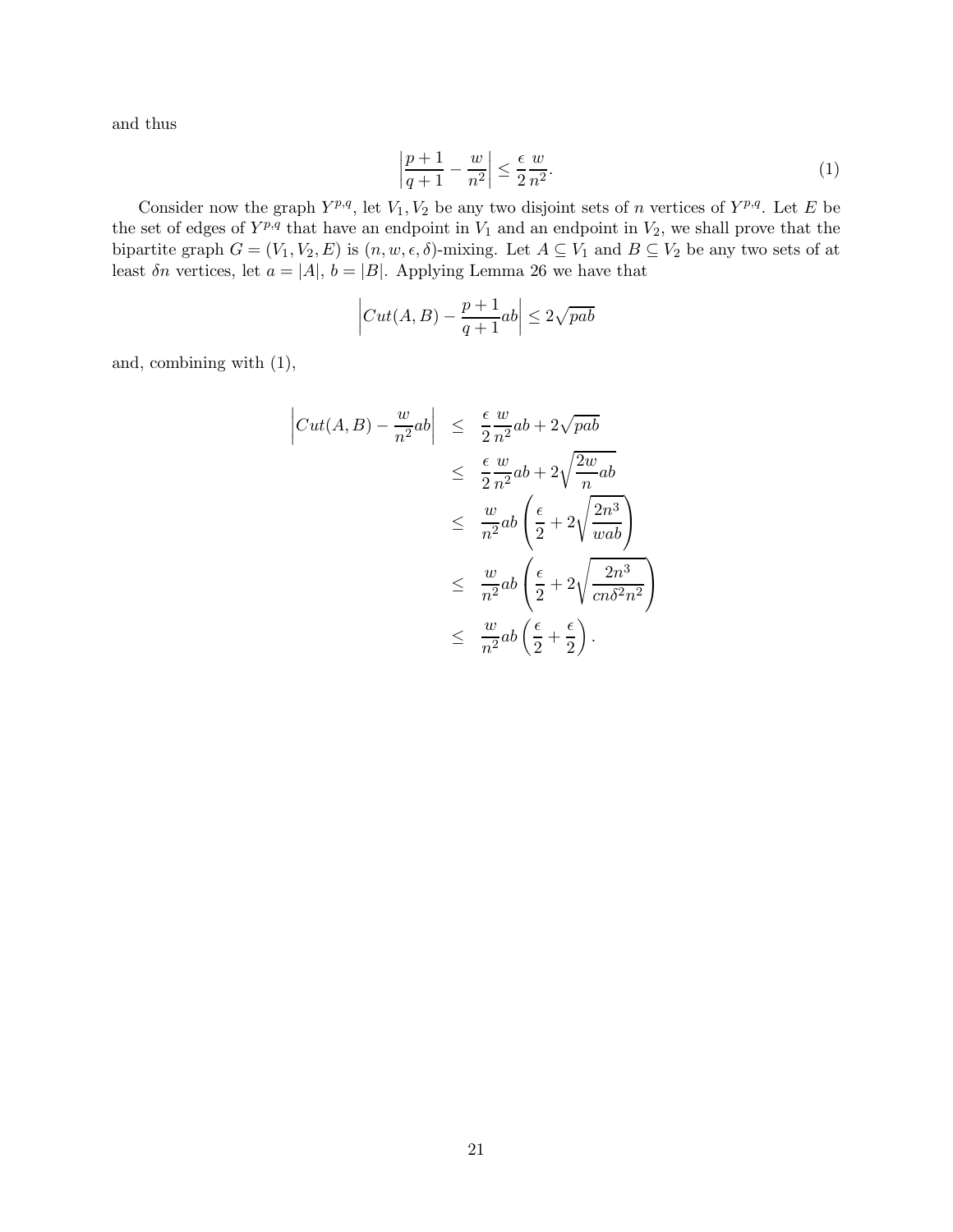and thus

$$\left|\frac{p+1}{q+1} - \frac{w}{n^2}\right| \le \frac{\epsilon}{2}\frac{w}{n^2}. \tag{1}$$

Consider now the graph $Y^{p,q}$, let $V_1, V_2$ be any two disjoint sets of $n$ vertices of $Y^{p,q}$. Let $E$ be the set of edges of $Y^{p,q}$ that have an endpoint in $V_1$ and an endpoint in $V_2$, we shall prove that the bipartite graph $G = (V_1, V_2, E)$ is $(n, w, \epsilon, \delta)$-mixing. Let $A \subseteq V_1$ and $B \subseteq V_2$ be any two sets of at least $\delta n$ vertices, let $a = |A|$, $b = |B|$. Applying Lemma 26 we have that

$$\left|Cut(A,B) - \frac{p+1}{q+1}ab\right| \le 2\sqrt{pab}$$

and, combining with (1),

$$\begin{aligned}
\left|Cut(A,B) - \frac{w}{n^2}ab\right| &\le \frac{\epsilon}{2}\frac{w}{n^2}ab + 2\sqrt{pab} \\
&\le \frac{\epsilon}{2}\frac{w}{n^2}ab + 2\sqrt{\frac{2w}{n}ab} \\
&\le \frac{w}{n^2}ab\left(\frac{\epsilon}{2} + 2\sqrt{\frac{2n^3}{wab}}\right) \\
&\le \frac{w}{n^2}ab\left(\frac{\epsilon}{2} + 2\sqrt{\frac{2n^3}{cn\delta^2 n^2}}\right) \\
&\le \frac{w}{n^2}ab\left(\frac{\epsilon}{2} + \frac{\epsilon}{2}\right).
\end{aligned}$$